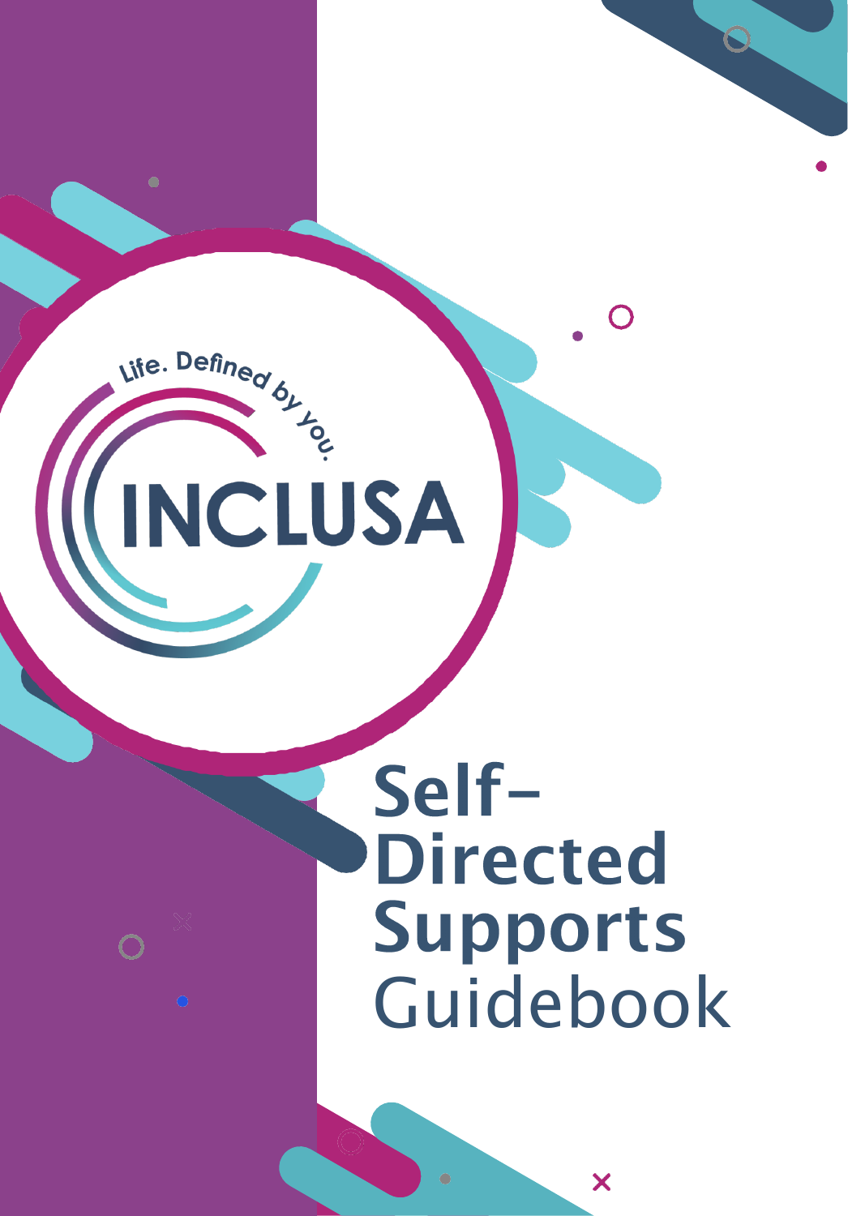Life. Defined by you.

INCLUSA

# Self-Directed Supports Guidebook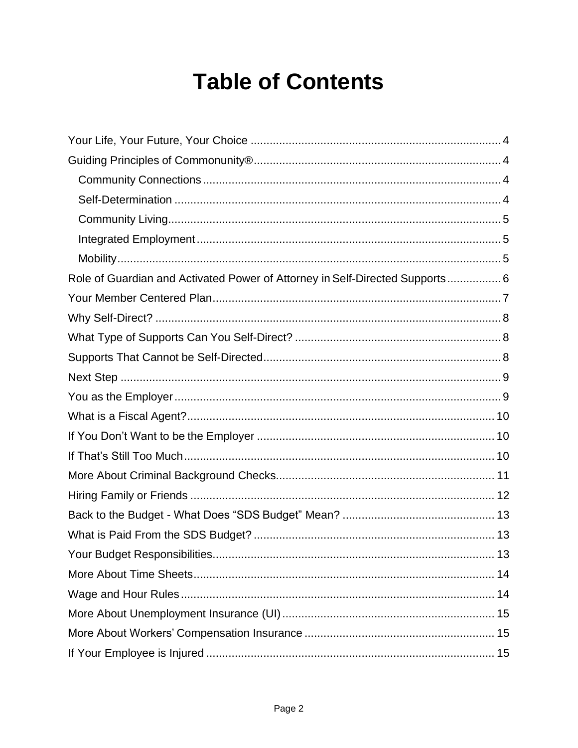# Table of Contents

Your Life, Your Future, Your Choice ..... 4
Guiding Principles of Commonunity® ..... 4
- Community Connections ..... 4
- Self-Determination ..... 4
- Community Living ..... 5
- Integrated Employment ..... 5
- Mobility ..... 5

Role of Guardian and Activated Power of Attorney in Self-Directed Supports ..... 6
Your Member Centered Plan ..... 7
Why Self-Direct? ..... 8
What Type of Supports Can You Self-Direct? ..... 8
Supports That Cannot be Self-Directed ..... 8
Next Step ..... 9
You as the Employer ..... 9
What is a Fiscal Agent? ..... 10
If You Don't Want to be the Employer ..... 10
If That's Still Too Much ..... 10
More About Criminal Background Checks ..... 11
Hiring Family or Friends ..... 12
Back to the Budget - What Does "SDS Budget" Mean? ..... 13
What is Paid From the SDS Budget? ..... 13
Your Budget Responsibilities ..... 13
More About Time Sheets ..... 14
Wage and Hour Rules ..... 14
More About Unemployment Insurance (UI) ..... 15
More About Workers' Compensation Insurance ..... 15
If Your Employee is Injured ..... 15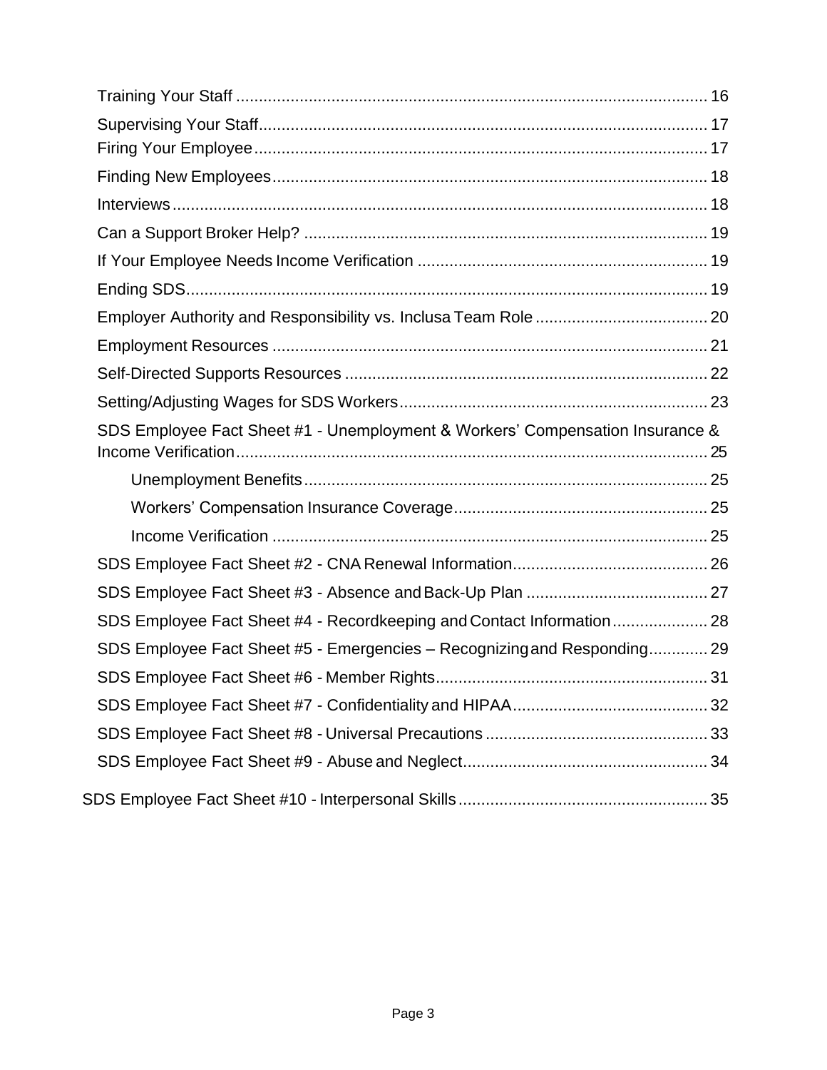Training Your Staff ........................................................................................................ 16

Supervising Your Staff.................................................................................................... 17

Firing Your Employee..................................................................................................... 17

Finding New Employees................................................................................................. 18

Interviews....................................................................................................................... 18

Can a Support Broker Help? ......................................................................................... 19

If Your Employee Needs Income Verification ................................................................ 19

Ending SDS.................................................................................................................... 19

Employer Authority and Responsibility vs. Inclusa Team Role ...................................... 20

Employment Resources ................................................................................................. 21

Self-Directed Supports Resources ................................................................................. 22

Setting/Adjusting Wages for SDS Workers..................................................................... 23

SDS Employee Fact Sheet #1 - Unemployment & Workers' Compensation Insurance & Income Verification........................................................................................................ 25

- Unemployment Benefits......................................................................................... 25
- Workers' Compensation Insurance Coverage........................................................ 25
- Income Verification ................................................................................................ 25

SDS Employee Fact Sheet #2 - CNA Renewal Information............................................ 26

SDS Employee Fact Sheet #3 - Absence and Back-Up Plan ......................................... 27

SDS Employee Fact Sheet #4 - Recordkeeping and Contact Information..................... 28

SDS Employee Fact Sheet #5 - Emergencies – Recognizing and Responding............. 29

SDS Employee Fact Sheet #6 - Member Rights............................................................ 31

SDS Employee Fact Sheet #7 - Confidentiality and HIPAA............................................ 32

SDS Employee Fact Sheet #8 - Universal Precautions ................................................. 33

SDS Employee Fact Sheet #9 - Abuse and Neglect...................................................... 34

SDS Employee Fact Sheet #10 - Interpersonal Skills....................................................... 35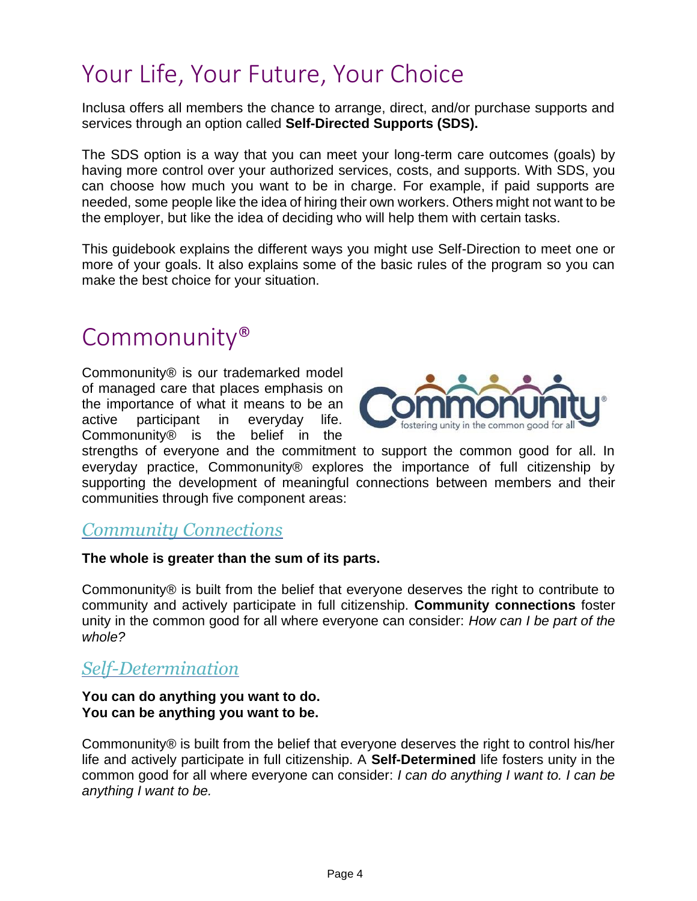# Your Life, Your Future, Your Choice

Inclusa offers all members the chance to arrange, direct, and/or purchase supports and services through an option called **Self-Directed Supports (SDS).**

The SDS option is a way that you can meet your long-term care outcomes (goals) by having more control over your authorized services, costs, and supports. With SDS, you can choose how much you want to be in charge. For example, if paid supports are needed, some people like the idea of hiring their own workers. Others might not want to be the employer, but like the idea of deciding who will help them with certain tasks.

This guidebook explains the different ways you might use Self-Direction to meet one or more of your goals. It also explains some of the basic rules of the program so you can make the best choice for your situation.

# Commonunity®

Commonunity® is our trademarked model of managed care that places emphasis on the importance of what it means to be an active participant in everyday life. Commonunity® is the belief in the strengths of everyone and the commitment to support the common good for all. In everyday practice, Commonunity® explores the importance of full citizenship by supporting the development of meaningful connections between members and their communities through five component areas:

## *Community Connections*

**The whole is greater than the sum of its parts.**

Commonunity® is built from the belief that everyone deserves the right to contribute to community and actively participate in full citizenship. **Community connections** foster unity in the common good for all where everyone can consider: *How can I be part of the whole?*

## *Self-Determination*

**You can do anything you want to do.**
**You can be anything you want to be.**

Commonunity® is built from the belief that everyone deserves the right to control his/her life and actively participate in full citizenship. A **Self-Determined** life fosters unity in the common good for all where everyone can consider: *I can do anything I want to. I can be anything I want to be.*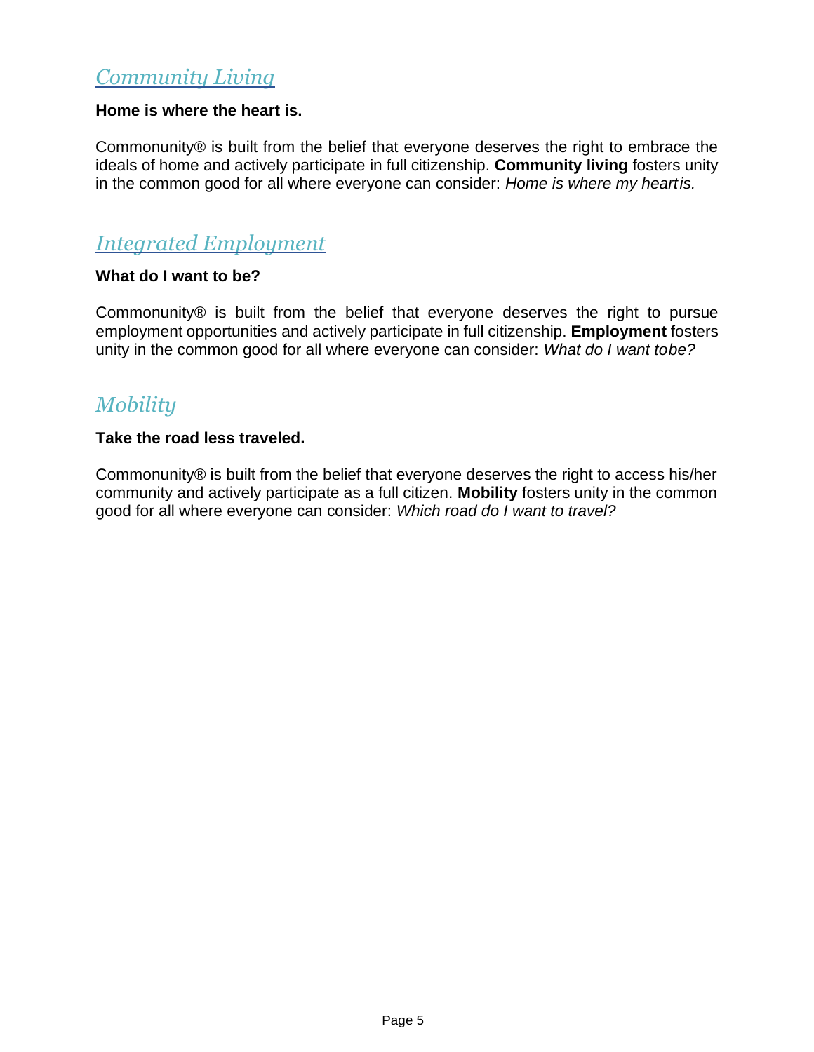## *Community Living*

**Home is where the heart is.**

Commonunity® is built from the belief that everyone deserves the right to embrace the ideals of home and actively participate in full citizenship. **Community living** fosters unity in the common good for all where everyone can consider: *Home is where my heartis.*

## *Integrated Employment*

**What do I want to be?**

Commonunity® is built from the belief that everyone deserves the right to pursue employment opportunities and actively participate in full citizenship. **Employment** fosters unity in the common good for all where everyone can consider: *What do I want tobe?*

## *Mobility*

**Take the road less traveled.**

Commonunity® is built from the belief that everyone deserves the right to access his/her community and actively participate as a full citizen. **Mobility** fosters unity in the common good for all where everyone can consider: *Which road do I want to travel?*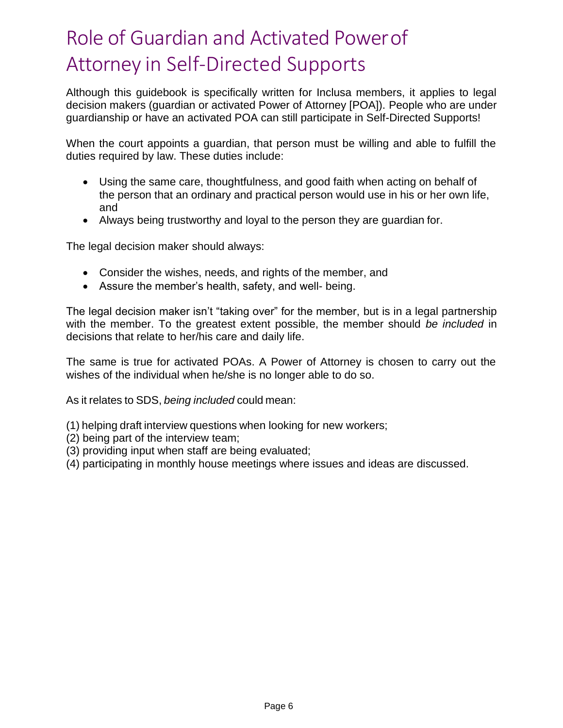# Role of Guardian and Activated Power of Attorney in Self-Directed Supports

Although this guidebook is specifically written for Inclusa members, it applies to legal decision makers (guardian or activated Power of Attorney [POA]). People who are under guardianship or have an activated POA can still participate in Self-Directed Supports!

When the court appoints a guardian, that person must be willing and able to fulfill the duties required by law. These duties include:

- Using the same care, thoughtfulness, and good faith when acting on behalf of the person that an ordinary and practical person would use in his or her own life, and
- Always being trustworthy and loyal to the person they are guardian for.

The legal decision maker should always:

- Consider the wishes, needs, and rights of the member, and
- Assure the member's health, safety, and well- being.

The legal decision maker isn't "taking over" for the member, but is in a legal partnership with the member. To the greatest extent possible, the member should *be included* in decisions that relate to her/his care and daily life.

The same is true for activated POAs. A Power of Attorney is chosen to carry out the wishes of the individual when he/she is no longer able to do so.

As it relates to SDS, *being included* could mean:

(1) helping draft interview questions when looking for new workers;
(2) being part of the interview team;
(3) providing input when staff are being evaluated;
(4) participating in monthly house meetings where issues and ideas are discussed.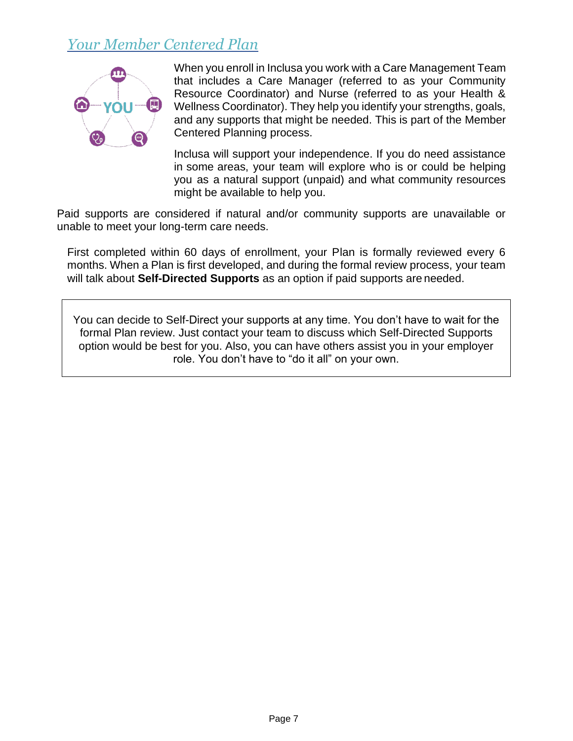## Your Member Centered Plan

When you enroll in Inclusa you work with a Care Management Team that includes a Care Manager (referred to as your Community Resource Coordinator) and Nurse (referred to as your Health & Wellness Coordinator). They help you identify your strengths, goals, and any supports that might be needed. This is part of the Member Centered Planning process.

Inclusa will support your independence. If you do need assistance in some areas, your team will explore who is or could be helping you as a natural support (unpaid) and what community resources might be available to help you.

Paid supports are considered if natural and/or community supports are unavailable or unable to meet your long-term care needs.

First completed within 60 days of enrollment, your Plan is formally reviewed every 6 months. When a Plan is first developed, and during the formal review process, your team will talk about **Self-Directed Supports** as an option if paid supports are needed.

> You can decide to Self-Direct your supports at any time. You don't have to wait for the formal Plan review. Just contact your team to discuss which Self-Directed Supports option would be best for you. Also, you can have others assist you in your employer role. You don't have to "do it all" on your own.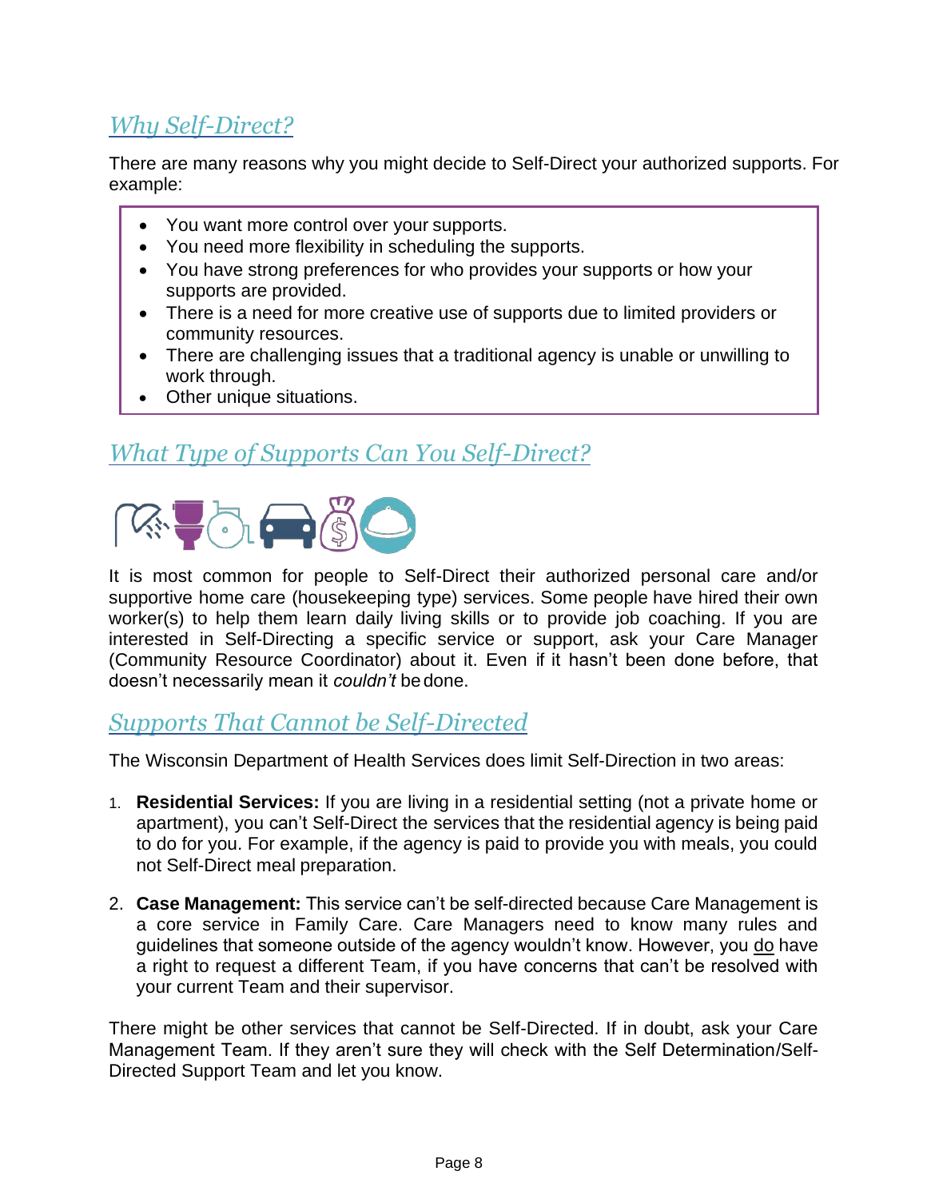## Why Self-Direct?

There are many reasons why you might decide to Self-Direct your authorized supports. For example:

- You want more control over your supports.
- You need more flexibility in scheduling the supports.
- You have strong preferences for who provides your supports or how your supports are provided.
- There is a need for more creative use of supports due to limited providers or community resources.
- There are challenging issues that a traditional agency is unable or unwilling to work through.
- Other unique situations.

## What Type of Supports Can You Self-Direct?

It is most common for people to Self-Direct their authorized personal care and/or supportive home care (housekeeping type) services. Some people have hired their own worker(s) to help them learn daily living skills or to provide job coaching. If you are interested in Self-Directing a specific service or support, ask your Care Manager (Community Resource Coordinator) about it. Even if it hasn't been done before, that doesn't necessarily mean it *couldn't* be done.

## Supports That Cannot be Self-Directed

The Wisconsin Department of Health Services does limit Self-Direction in two areas:

1. **Residential Services:** If you are living in a residential setting (not a private home or apartment), you can't Self-Direct the services that the residential agency is being paid to do for you. For example, if the agency is paid to provide you with meals, you could not Self-Direct meal preparation.

2. **Case Management:** This service can't be self-directed because Care Management is a core service in Family Care. Care Managers need to know many rules and guidelines that someone outside of the agency wouldn't know. However, you <u>do</u> have a right to request a different Team, if you have concerns that can't be resolved with your current Team and their supervisor.

There might be other services that cannot be Self-Directed. If in doubt, ask your Care Management Team. If they aren't sure they will check with the Self Determination/Self-Directed Support Team and let you know.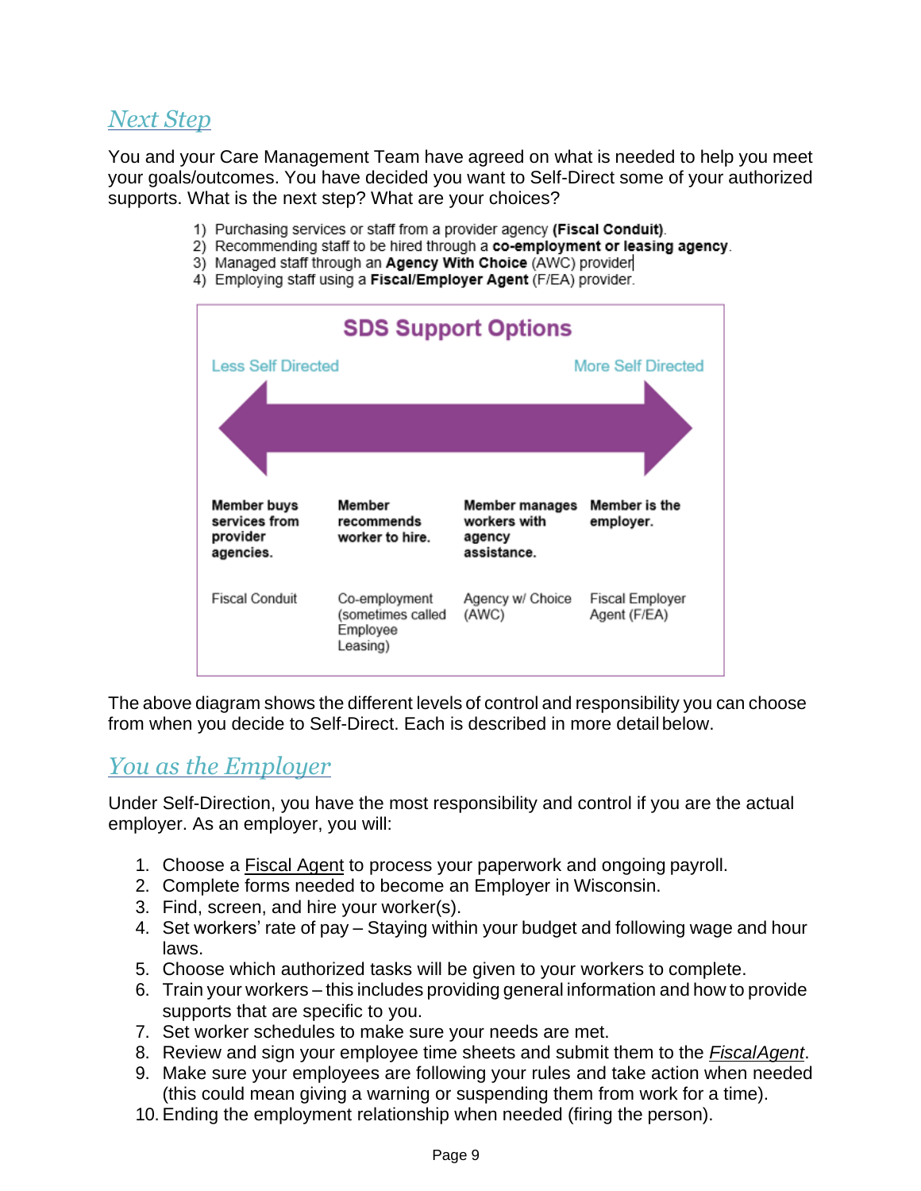## Next Step

You and your Care Management Team have agreed on what is needed to help you meet your goals/outcomes. You have decided you want to Self-Direct some of your authorized supports. What is the next step? What are your choices?

1) Purchasing services or staff from a provider agency **(Fiscal Conduit)**.
2) Recommending staff to be hired through a **co-employment or leasing agency**.
3) Managed staff through an **Agency With Choice** (AWC) provider
4) Employing staff using a **Fiscal/Employer Agent** (F/EA) provider.

**SDS Support Options**

Less Self Directed ⟵⟶ More Self Directed

| **Member buys services from provider agencies.** | **Member recommends worker to hire.** | **Member manages workers with agency assistance.** | **Member is the employer.** |
|---|---|---|---|
| Fiscal Conduit | Co-employment (sometimes called Employee Leasing) | Agency w/ Choice (AWC) | Fiscal Employer Agent (F/EA) |

The above diagram shows the different levels of control and responsibility you can choose from when you decide to Self-Direct. Each is described in more detail below.

## You as the Employer

Under Self-Direction, you have the most responsibility and control if you are the actual employer. As an employer, you will:

1. Choose a Fiscal Agent to process your paperwork and ongoing payroll.
2. Complete forms needed to become an Employer in Wisconsin.
3. Find, screen, and hire your worker(s).
4. Set workers' rate of pay – Staying within your budget and following wage and hour laws.
5. Choose which authorized tasks will be given to your workers to complete.
6. Train your workers – this includes providing general information and how to provide supports that are specific to you.
7. Set worker schedules to make sure your needs are met.
8. Review and sign your employee time sheets and submit them to the *FiscalAgent*.
9. Make sure your employees are following your rules and take action when needed (this could mean giving a warning or suspending them from work for a time).
10. Ending the employment relationship when needed (firing the person).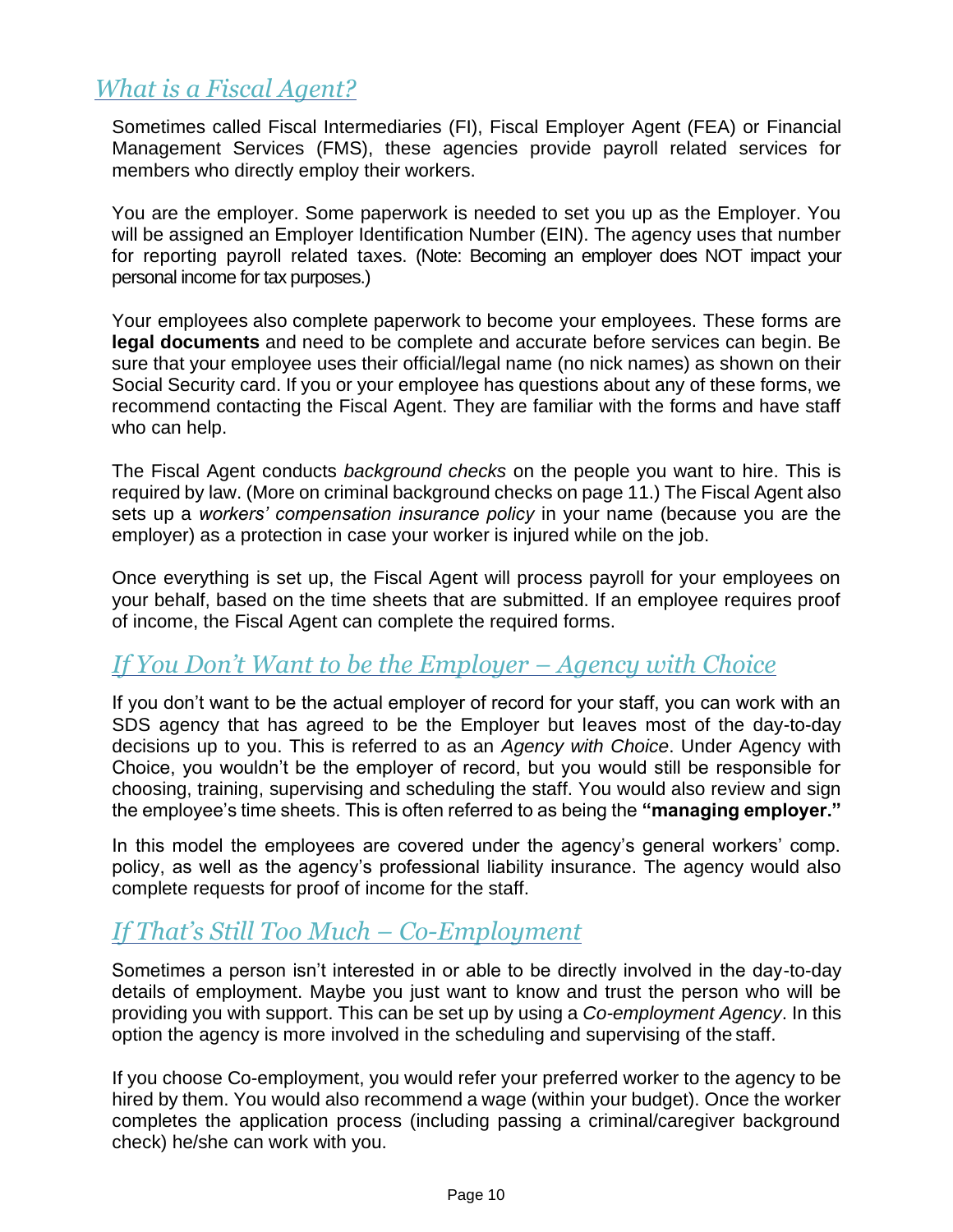## *What is a Fiscal Agent?*

Sometimes called Fiscal Intermediaries (FI), Fiscal Employer Agent (FEA) or Financial Management Services (FMS), these agencies provide payroll related services for members who directly employ their workers.

You are the employer. Some paperwork is needed to set you up as the Employer. You will be assigned an Employer Identification Number (EIN). The agency uses that number for reporting payroll related taxes. (Note: Becoming an employer does NOT impact your personal income for tax purposes.)

Your employees also complete paperwork to become your employees. These forms are **legal documents** and need to be complete and accurate before services can begin. Be sure that your employee uses their official/legal name (no nick names) as shown on their Social Security card. If you or your employee has questions about any of these forms, we recommend contacting the Fiscal Agent. They are familiar with the forms and have staff who can help.

The Fiscal Agent conducts *background checks* on the people you want to hire. This is required by law. (More on criminal background checks on page 11.) The Fiscal Agent also sets up a *workers' compensation insurance policy* in your name (because you are the employer) as a protection in case your worker is injured while on the job.

Once everything is set up, the Fiscal Agent will process payroll for your employees on your behalf, based on the time sheets that are submitted. If an employee requires proof of income, the Fiscal Agent can complete the required forms.

## *If You Don't Want to be the Employer – Agency with Choice*

If you don't want to be the actual employer of record for your staff, you can work with an SDS agency that has agreed to be the Employer but leaves most of the day-to-day decisions up to you. This is referred to as an *Agency with Choice*. Under Agency with Choice, you wouldn't be the employer of record, but you would still be responsible for choosing, training, supervising and scheduling the staff. You would also review and sign the employee's time sheets. This is often referred to as being the **"managing employer."**

In this model the employees are covered under the agency's general workers' comp. policy, as well as the agency's professional liability insurance. The agency would also complete requests for proof of income for the staff.

## *If That's Still Too Much – Co-Employment*

Sometimes a person isn't interested in or able to be directly involved in the day-to-day details of employment. Maybe you just want to know and trust the person who will be providing you with support. This can be set up by using a *Co-employment Agency*. In this option the agency is more involved in the scheduling and supervising of the staff.

If you choose Co-employment, you would refer your preferred worker to the agency to be hired by them. You would also recommend a wage (within your budget). Once the worker completes the application process (including passing a criminal/caregiver background check) he/she can work with you.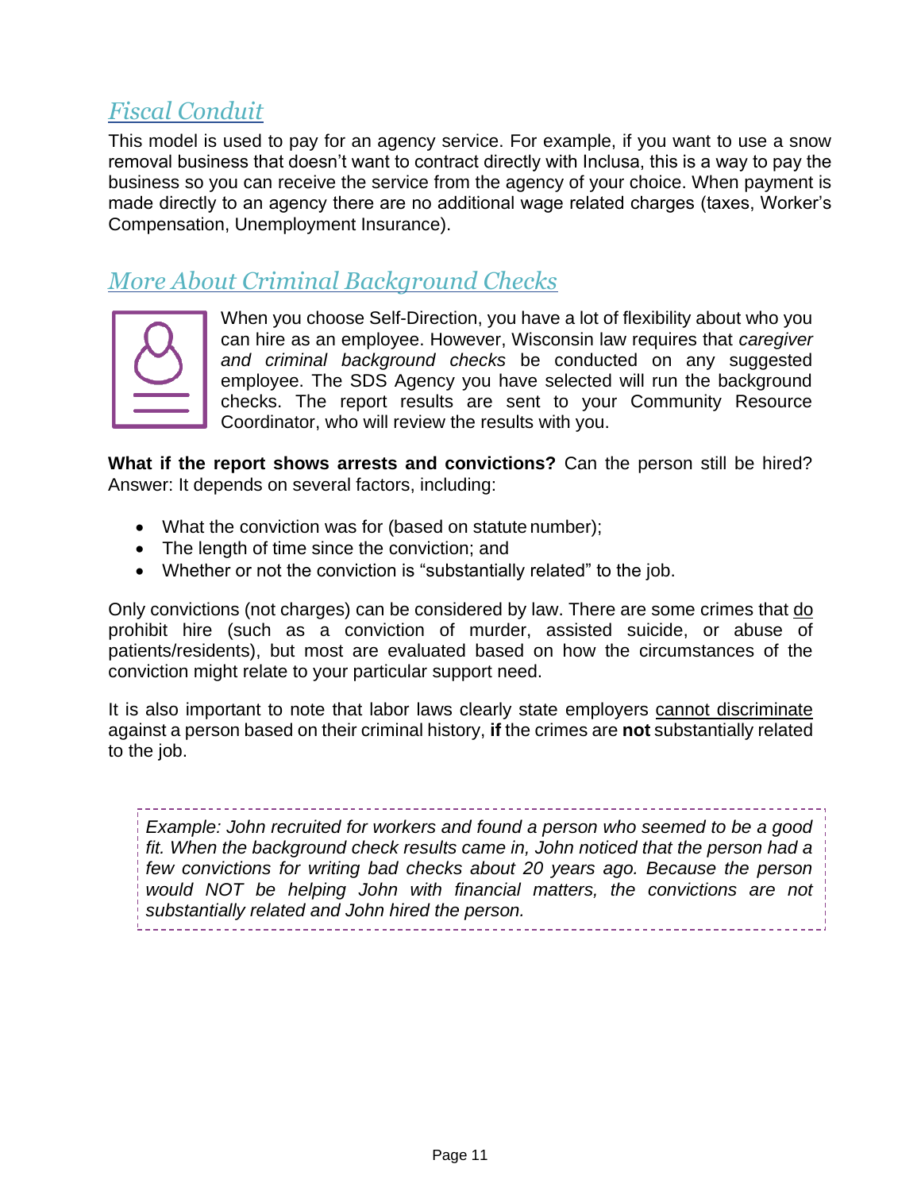## *Fiscal Conduit*

This model is used to pay for an agency service. For example, if you want to use a snow removal business that doesn't want to contract directly with Inclusa, this is a way to pay the business so you can receive the service from the agency of your choice. When payment is made directly to an agency there are no additional wage related charges (taxes, Worker's Compensation, Unemployment Insurance).

## *More About Criminal Background Checks*

When you choose Self-Direction, you have a lot of flexibility about who you can hire as an employee. However, Wisconsin law requires that *caregiver and criminal background checks* be conducted on any suggested employee. The SDS Agency you have selected will run the background checks. The report results are sent to your Community Resource Coordinator, who will review the results with you.

**What if the report shows arrests and convictions?** Can the person still be hired? Answer: It depends on several factors, including:

- What the conviction was for (based on statute number);
- The length of time since the conviction; and
- Whether or not the conviction is "substantially related" to the job.

Only convictions (not charges) can be considered by law. There are some crimes that <u>do</u> prohibit hire (such as a conviction of murder, assisted suicide, or abuse of patients/residents), but most are evaluated based on how the circumstances of the conviction might relate to your particular support need.

It is also important to note that labor laws clearly state employers <u>cannot discriminate</u> against a person based on their criminal history, **if** the crimes are **not** substantially related to the job.

> *Example: John recruited for workers and found a person who seemed to be a good fit. When the background check results came in, John noticed that the person had a few convictions for writing bad checks about 20 years ago. Because the person would NOT be helping John with financial matters, the convictions are not substantially related and John hired the person.*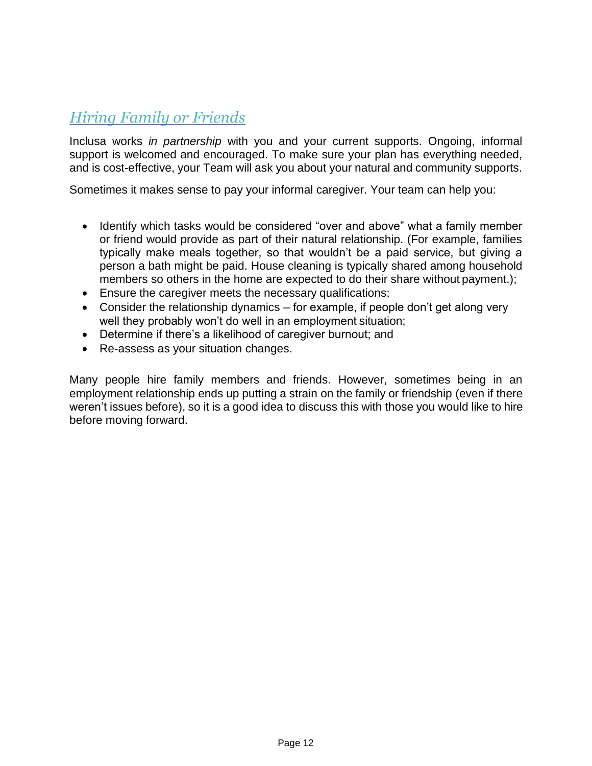## *Hiring Family or Friends*

Inclusa works *in partnership* with you and your current supports. Ongoing, informal support is welcomed and encouraged. To make sure your plan has everything needed, and is cost-effective, your Team will ask you about your natural and community supports.

Sometimes it makes sense to pay your informal caregiver. Your team can help you:

- Identify which tasks would be considered "over and above" what a family member or friend would provide as part of their natural relationship. (For example, families typically make meals together, so that wouldn't be a paid service, but giving a person a bath might be paid. House cleaning is typically shared among household members so others in the home are expected to do their share without payment.);
- Ensure the caregiver meets the necessary qualifications;
- Consider the relationship dynamics – for example, if people don't get along very well they probably won't do well in an employment situation;
- Determine if there's a likelihood of caregiver burnout; and
- Re-assess as your situation changes.

Many people hire family members and friends. However, sometimes being in an employment relationship ends up putting a strain on the family or friendship (even if there weren't issues before), so it is a good idea to discuss this with those you would like to hire before moving forward.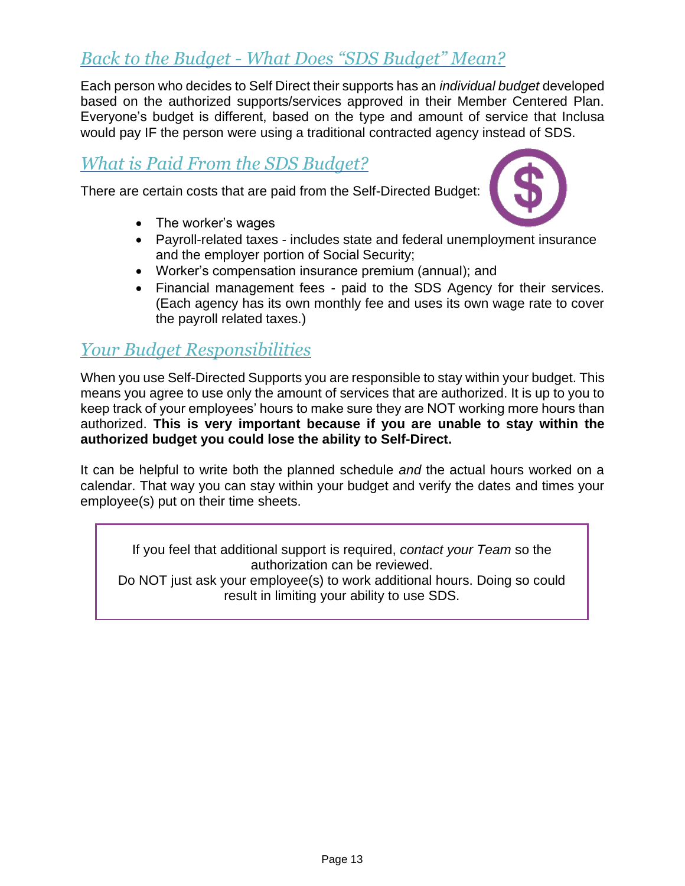## *Back to the Budget - What Does "SDS Budget" Mean?*

Each person who decides to Self Direct their supports has an *individual budget* developed based on the authorized supports/services approved in their Member Centered Plan. Everyone's budget is different, based on the type and amount of service that Inclusa would pay IF the person were using a traditional contracted agency instead of SDS.

## *What is Paid From the SDS Budget?*

There are certain costs that are paid from the Self-Directed Budget:

- The worker's wages
- Payroll-related taxes - includes state and federal unemployment insurance and the employer portion of Social Security;
- Worker's compensation insurance premium (annual); and
- Financial management fees - paid to the SDS Agency for their services. (Each agency has its own monthly fee and uses its own wage rate to cover the payroll related taxes.)

## *Your Budget Responsibilities*

When you use Self-Directed Supports you are responsible to stay within your budget. This means you agree to use only the amount of services that are authorized. It is up to you to keep track of your employees' hours to make sure they are NOT working more hours than authorized. **This is very important because if you are unable to stay within the authorized budget you could lose the ability to Self-Direct.**

It can be helpful to write both the planned schedule *and* the actual hours worked on a calendar. That way you can stay within your budget and verify the dates and times your employee(s) put on their time sheets.

> If you feel that additional support is required, *contact your Team* so the authorization can be reviewed.
> Do NOT just ask your employee(s) to work additional hours. Doing so could result in limiting your ability to use SDS.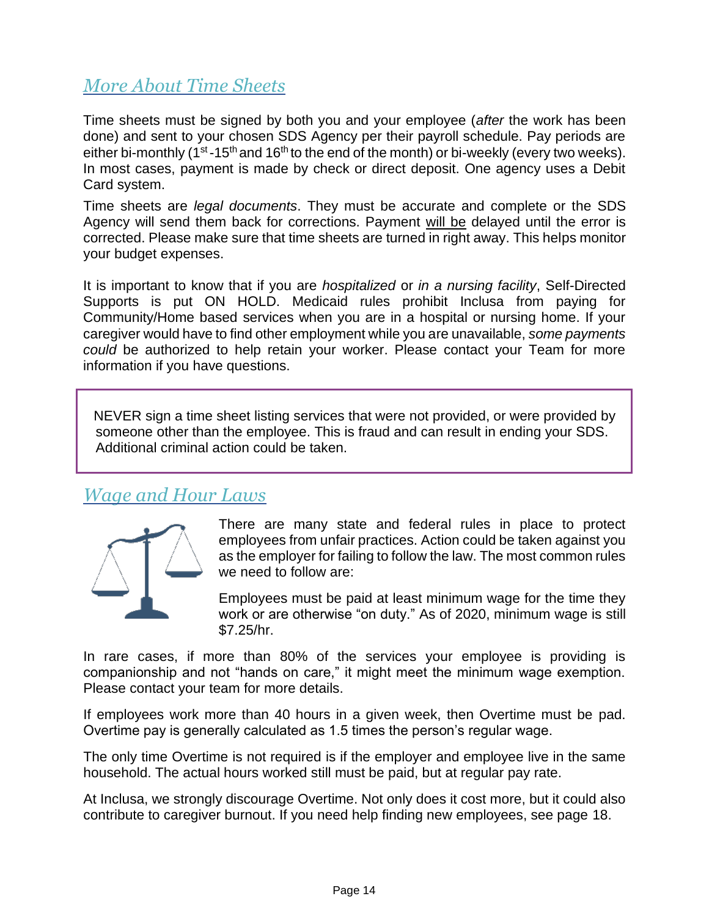## *More About Time Sheets*

Time sheets must be signed by both you and your employee (*after* the work has been done) and sent to your chosen SDS Agency per their payroll schedule. Pay periods are either bi-monthly (1st-15th and 16th to the end of the month) or bi-weekly (every two weeks). In most cases, payment is made by check or direct deposit. One agency uses a Debit Card system.

Time sheets are *legal documents*. They must be accurate and complete or the SDS Agency will send them back for corrections. Payment will be delayed until the error is corrected. Please make sure that time sheets are turned in right away. This helps monitor your budget expenses.

It is important to know that if you are *hospitalized* or *in a nursing facility*, Self-Directed Supports is put ON HOLD. Medicaid rules prohibit Inclusa from paying for Community/Home based services when you are in a hospital or nursing home. If your caregiver would have to find other employment while you are unavailable, *some payments could* be authorized to help retain your worker. Please contact your Team for more information if you have questions.

> NEVER sign a time sheet listing services that were not provided, or were provided by someone other than the employee. This is fraud and can result in ending your SDS. Additional criminal action could be taken.

## *Wage and Hour Laws*

There are many state and federal rules in place to protect employees from unfair practices. Action could be taken against you as the employer for failing to follow the law. The most common rules we need to follow are:

Employees must be paid at least minimum wage for the time they work or are otherwise "on duty." As of 2020, minimum wage is still $7.25/hr.

In rare cases, if more than 80% of the services your employee is providing is companionship and not "hands on care," it might meet the minimum wage exemption. Please contact your team for more details.

If employees work more than 40 hours in a given week, then Overtime must be pad. Overtime pay is generally calculated as 1.5 times the person's regular wage.

The only time Overtime is not required is if the employer and employee live in the same household. The actual hours worked still must be paid, but at regular pay rate.

At Inclusa, we strongly discourage Overtime. Not only does it cost more, but it could also contribute to caregiver burnout. If you need help finding new employees, see page 18.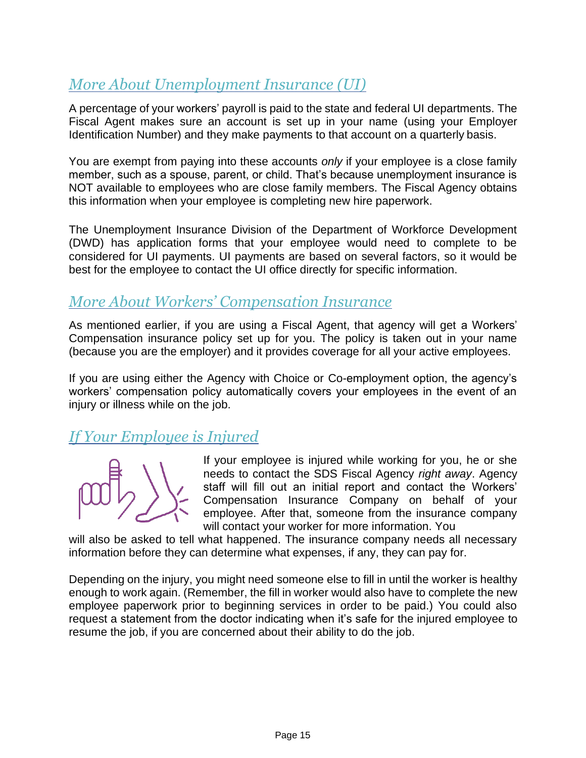## *More About Unemployment Insurance (UI)*

A percentage of your workers' payroll is paid to the state and federal UI departments. The Fiscal Agent makes sure an account is set up in your name (using your Employer Identification Number) and they make payments to that account on a quarterly basis.

You are exempt from paying into these accounts *only* if your employee is a close family member, such as a spouse, parent, or child. That's because unemployment insurance is NOT available to employees who are close family members. The Fiscal Agency obtains this information when your employee is completing new hire paperwork.

The Unemployment Insurance Division of the Department of Workforce Development (DWD) has application forms that your employee would need to complete to be considered for UI payments. UI payments are based on several factors, so it would be best for the employee to contact the UI office directly for specific information.

## *More About Workers' Compensation Insurance*

As mentioned earlier, if you are using a Fiscal Agent, that agency will get a Workers' Compensation insurance policy set up for you. The policy is taken out in your name (because you are the employer) and it provides coverage for all your active employees.

If you are using either the Agency with Choice or Co-employment option, the agency's workers' compensation policy automatically covers your employees in the event of an injury or illness while on the job.

## *If Your Employee is Injured*

If your employee is injured while working for you, he or she needs to contact the SDS Fiscal Agency *right away*. Agency staff will fill out an initial report and contact the Workers' Compensation Insurance Company on behalf of your employee. After that, someone from the insurance company will contact your worker for more information. You will also be asked to tell what happened. The insurance company needs all necessary information before they can determine what expenses, if any, they can pay for.

Depending on the injury, you might need someone else to fill in until the worker is healthy enough to work again. (Remember, the fill in worker would also have to complete the new employee paperwork prior to beginning services in order to be paid.) You could also request a statement from the doctor indicating when it's safe for the injured employee to resume the job, if you are concerned about their ability to do the job.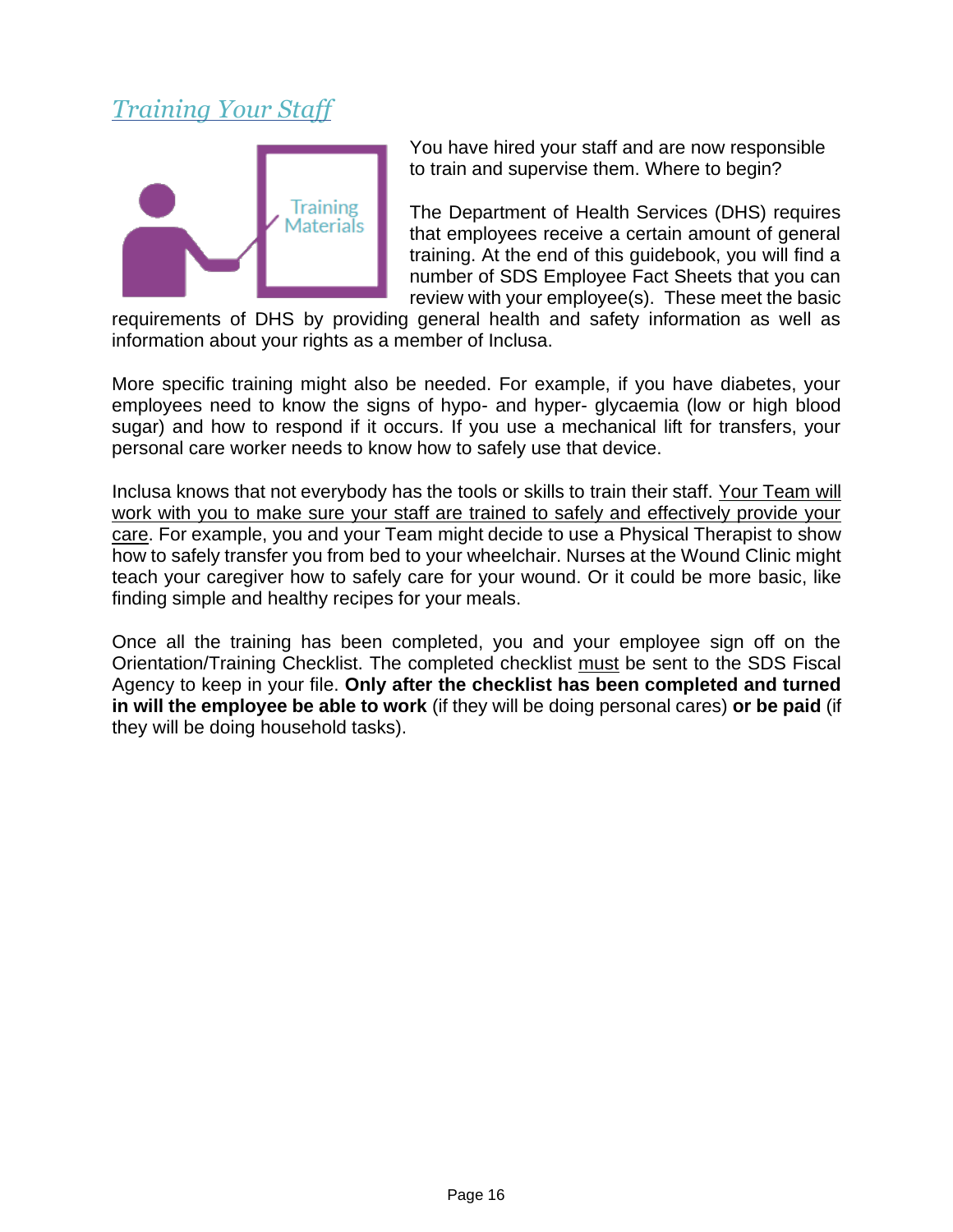## *Training Your Staff*

You have hired your staff and are now responsible to train and supervise them. Where to begin?

The Department of Health Services (DHS) requires that employees receive a certain amount of general training. At the end of this guidebook, you will find a number of SDS Employee Fact Sheets that you can review with your employee(s). These meet the basic requirements of DHS by providing general health and safety information as well as information about your rights as a member of Inclusa.

More specific training might also be needed. For example, if you have diabetes, your employees need to know the signs of hypo- and hyper- glycaemia (low or high blood sugar) and how to respond if it occurs. If you use a mechanical lift for transfers, your personal care worker needs to know how to safely use that device.

Inclusa knows that not everybody has the tools or skills to train their staff. <u>Your Team will work with you to make sure your staff are trained to safely and effectively provide your care</u>. For example, you and your Team might decide to use a Physical Therapist to show how to safely transfer you from bed to your wheelchair. Nurses at the Wound Clinic might teach your caregiver how to safely care for your wound. Or it could be more basic, like finding simple and healthy recipes for your meals.

Once all the training has been completed, you and your employee sign off on the Orientation/Training Checklist. The completed checklist <u>must</u> be sent to the SDS Fiscal Agency to keep in your file. **Only after the checklist has been completed and turned in will the employee be able to work** (if they will be doing personal cares) **or be paid** (if they will be doing household tasks).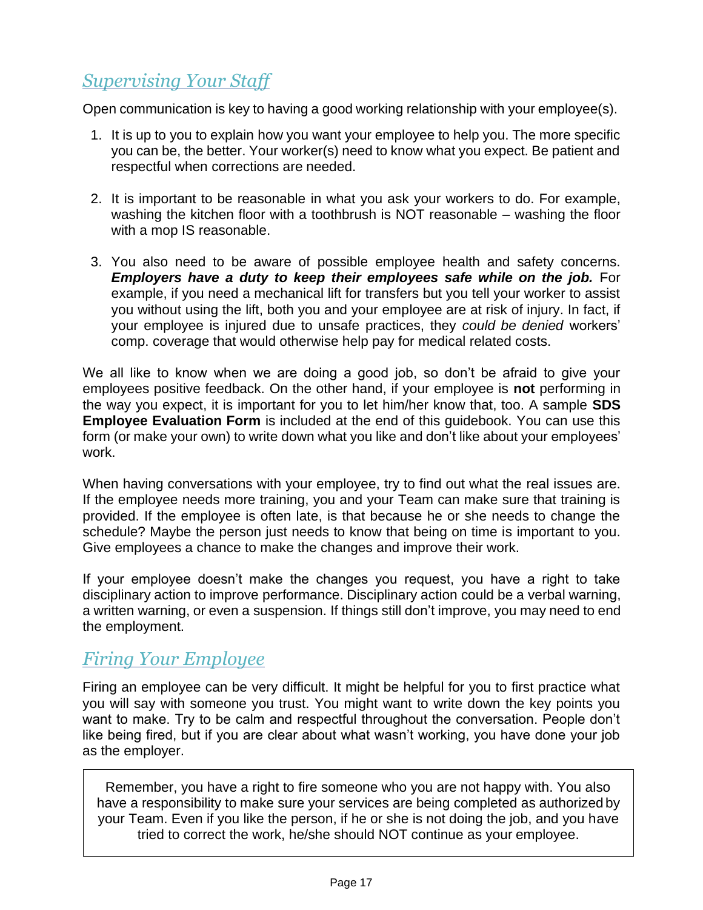## *Supervising Your Staff*

Open communication is key to having a good working relationship with your employee(s).

1. It is up to you to explain how you want your employee to help you. The more specific you can be, the better. Your worker(s) need to know what you expect. Be patient and respectful when corrections are needed.

2. It is important to be reasonable in what you ask your workers to do. For example, washing the kitchen floor with a toothbrush is NOT reasonable – washing the floor with a mop IS reasonable.

3. You also need to be aware of possible employee health and safety concerns. ***Employers have a duty to keep their employees safe while on the job.*** For example, if you need a mechanical lift for transfers but you tell your worker to assist you without using the lift, both you and your employee are at risk of injury. In fact, if your employee is injured due to unsafe practices, they *could be denied* workers' comp. coverage that would otherwise help pay for medical related costs.

We all like to know when we are doing a good job, so don't be afraid to give your employees positive feedback. On the other hand, if your employee is **not** performing in the way you expect, it is important for you to let him/her know that, too. A sample **SDS Employee Evaluation Form** is included at the end of this guidebook. You can use this form (or make your own) to write down what you like and don't like about your employees' work.

When having conversations with your employee, try to find out what the real issues are. If the employee needs more training, you and your Team can make sure that training is provided. If the employee is often late, is that because he or she needs to change the schedule? Maybe the person just needs to know that being on time is important to you. Give employees a chance to make the changes and improve their work.

If your employee doesn't make the changes you request, you have a right to take disciplinary action to improve performance. Disciplinary action could be a verbal warning, a written warning, or even a suspension. If things still don't improve, you may need to end the employment.

## *Firing Your Employee*

Firing an employee can be very difficult. It might be helpful for you to first practice what you will say with someone you trust. You might want to write down the key points you want to make. Try to be calm and respectful throughout the conversation. People don't like being fired, but if you are clear about what wasn't working, you have done your job as the employer.

> Remember, you have a right to fire someone who you are not happy with. You also have a responsibility to make sure your services are being completed as authorized by your Team. Even if you like the person, if he or she is not doing the job, and you have tried to correct the work, he/she should NOT continue as your employee.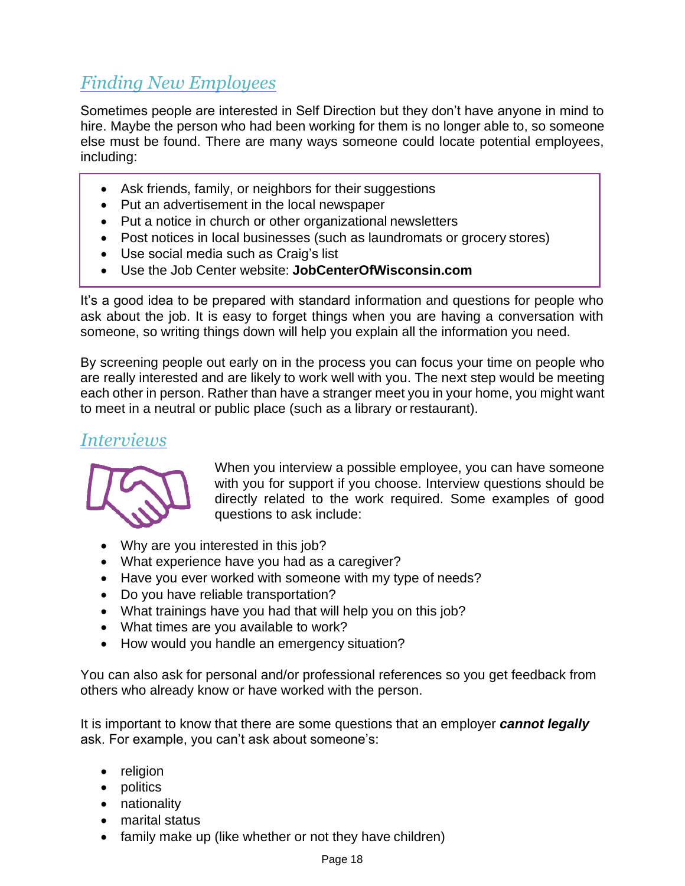## *Finding New Employees*

Sometimes people are interested in Self Direction but they don't have anyone in mind to hire. Maybe the person who had been working for them is no longer able to, so someone else must be found. There are many ways someone could locate potential employees, including:

- Ask friends, family, or neighbors for their suggestions
- Put an advertisement in the local newspaper
- Put a notice in church or other organizational newsletters
- Post notices in local businesses (such as laundromats or grocery stores)
- Use social media such as Craig's list
- Use the Job Center website: **JobCenterOfWisconsin.com**

It's a good idea to be prepared with standard information and questions for people who ask about the job. It is easy to forget things when you are having a conversation with someone, so writing things down will help you explain all the information you need.

By screening people out early on in the process you can focus your time on people who are really interested and are likely to work well with you. The next step would be meeting each other in person. Rather than have a stranger meet you in your home, you might want to meet in a neutral or public place (such as a library or restaurant).

## *Interviews*

When you interview a possible employee, you can have someone with you for support if you choose. Interview questions should be directly related to the work required. Some examples of good questions to ask include:

- Why are you interested in this job?
- What experience have you had as a caregiver?
- Have you ever worked with someone with my type of needs?
- Do you have reliable transportation?
- What trainings have you had that will help you on this job?
- What times are you available to work?
- How would you handle an emergency situation?

You can also ask for personal and/or professional references so you get feedback from others who already know or have worked with the person.

It is important to know that there are some questions that an employer ***cannot legally*** ask. For example, you can't ask about someone's:

- religion
- politics
- nationality
- marital status
- family make up (like whether or not they have children)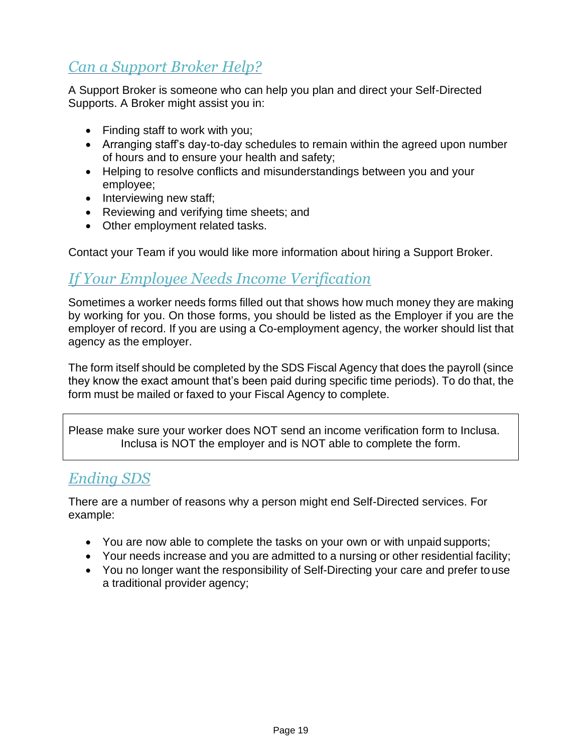## *Can a Support Broker Help?*

A Support Broker is someone who can help you plan and direct your Self-Directed Supports. A Broker might assist you in:

- Finding staff to work with you;
- Arranging staff's day-to-day schedules to remain within the agreed upon number of hours and to ensure your health and safety;
- Helping to resolve conflicts and misunderstandings between you and your employee;
- Interviewing new staff;
- Reviewing and verifying time sheets; and
- Other employment related tasks.

Contact your Team if you would like more information about hiring a Support Broker.

## *If Your Employee Needs Income Verification*

Sometimes a worker needs forms filled out that shows how much money they are making by working for you. On those forms, you should be listed as the Employer if you are the employer of record. If you are using a Co-employment agency, the worker should list that agency as the employer.

The form itself should be completed by the SDS Fiscal Agency that does the payroll (since they know the exact amount that's been paid during specific time periods). To do that, the form must be mailed or faxed to your Fiscal Agency to complete.

> Please make sure your worker does NOT send an income verification form to Inclusa. Inclusa is NOT the employer and is NOT able to complete the form.

## *Ending SDS*

There are a number of reasons why a person might end Self-Directed services. For example:

- You are now able to complete the tasks on your own or with unpaid supports;
- Your needs increase and you are admitted to a nursing or other residential facility;
- You no longer want the responsibility of Self-Directing your care and prefer to use a traditional provider agency;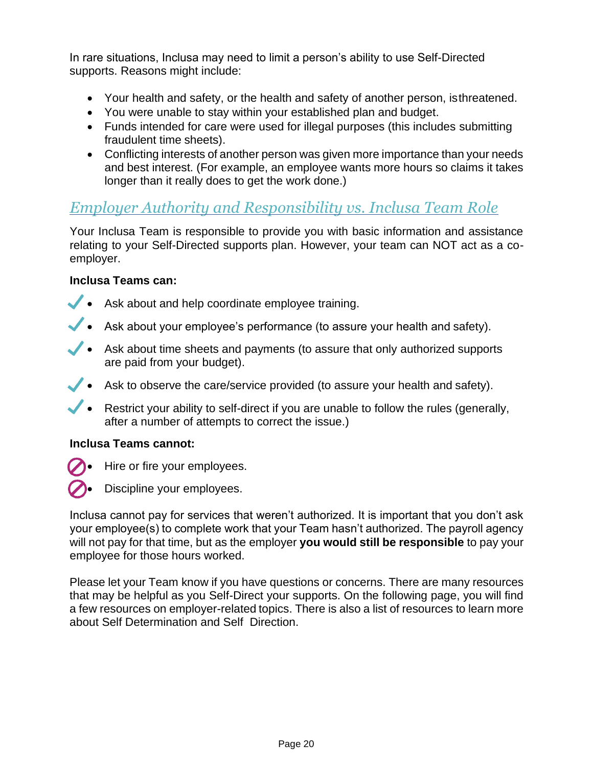In rare situations, Inclusa may need to limit a person's ability to use Self-Directed supports. Reasons might include:

- Your health and safety, or the health and safety of another person, is threatened.
- You were unable to stay within your established plan and budget.
- Funds intended for care were used for illegal purposes (this includes submitting fraudulent time sheets).
- Conflicting interests of another person was given more importance than your needs and best interest. (For example, an employee wants more hours so claims it takes longer than it really does to get the work done.)

## *Employer Authority and Responsibility vs. Inclusa Team Role*

Your Inclusa Team is responsible to provide you with basic information and assistance relating to your Self-Directed supports plan. However, your team can NOT act as a co-employer.

**Inclusa Teams can:**

- ✓ Ask about and help coordinate employee training.
- ✓ Ask about your employee's performance (to assure your health and safety).
- ✓ Ask about time sheets and payments (to assure that only authorized supports are paid from your budget).
- ✓ Ask to observe the care/service provided (to assure your health and safety).
- ✓ Restrict your ability to self-direct if you are unable to follow the rules (generally, after a number of attempts to correct the issue.)

**Inclusa Teams cannot:**

- ⊘ Hire or fire your employees.
- ⊘ Discipline your employees.

Inclusa cannot pay for services that weren't authorized. It is important that you don't ask your employee(s) to complete work that your Team hasn't authorized. The payroll agency will not pay for that time, but as the employer **you would still be responsible** to pay your employee for those hours worked.

Please let your Team know if you have questions or concerns. There are many resources that may be helpful as you Self-Direct your supports. On the following page, you will find a few resources on employer-related topics. There is also a list of resources to learn more about Self Determination and Self Direction.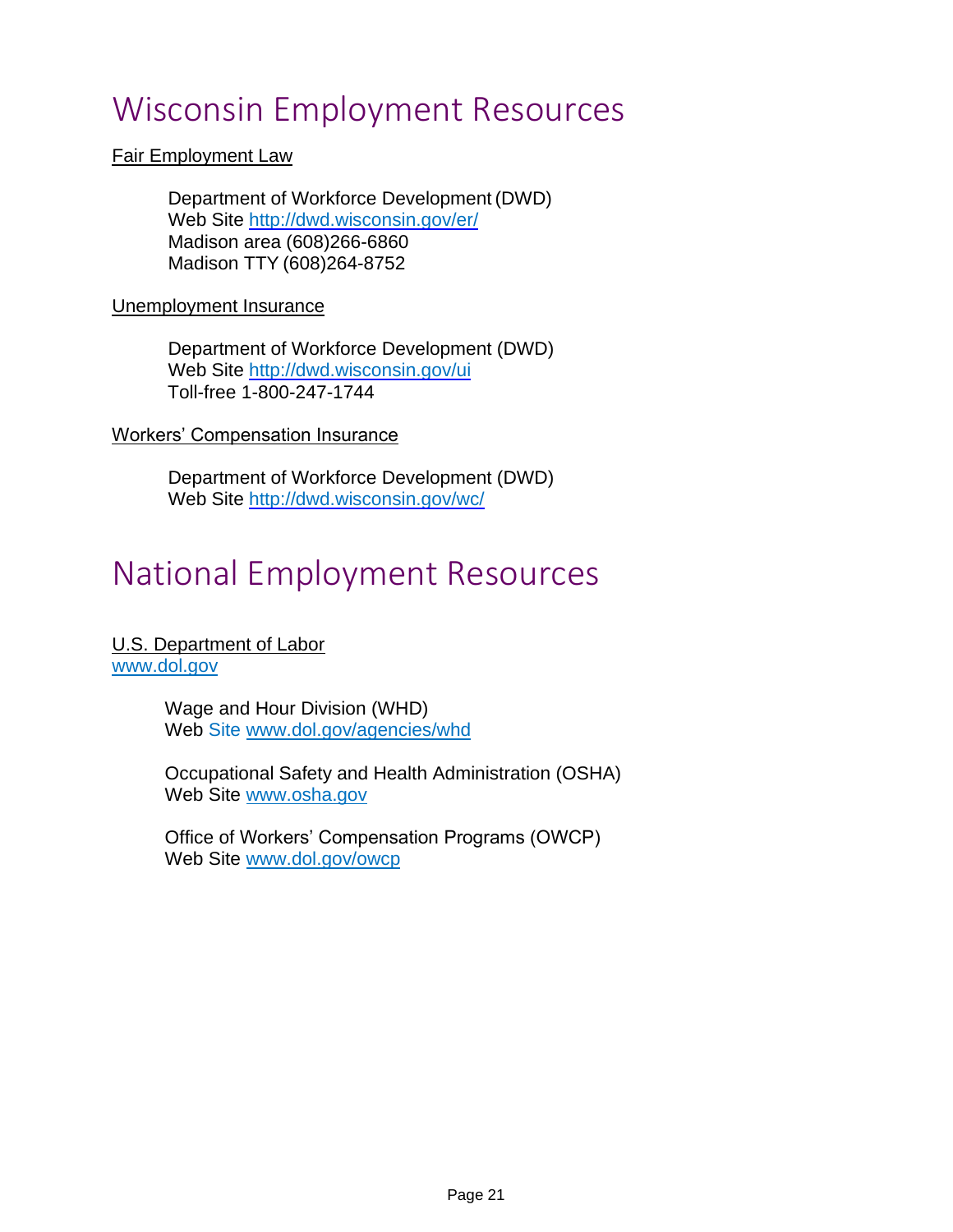# Wisconsin Employment Resources

Fair Employment Law

Department of Workforce Development (DWD)
Web Site http://dwd.wisconsin.gov/er/
Madison area (608)266-6860
Madison TTY (608)264-8752

Unemployment Insurance

Department of Workforce Development (DWD)
Web Site http://dwd.wisconsin.gov/ui
Toll-free 1-800-247-1744

Workers' Compensation Insurance

Department of Workforce Development (DWD)
Web Site http://dwd.wisconsin.gov/wc/

# National Employment Resources

U.S. Department of Labor
www.dol.gov

Wage and Hour Division (WHD)
Web Site www.dol.gov/agencies/whd

Occupational Safety and Health Administration (OSHA)
Web Site www.osha.gov

Office of Workers' Compensation Programs (OWCP)
Web Site www.dol.gov/owcp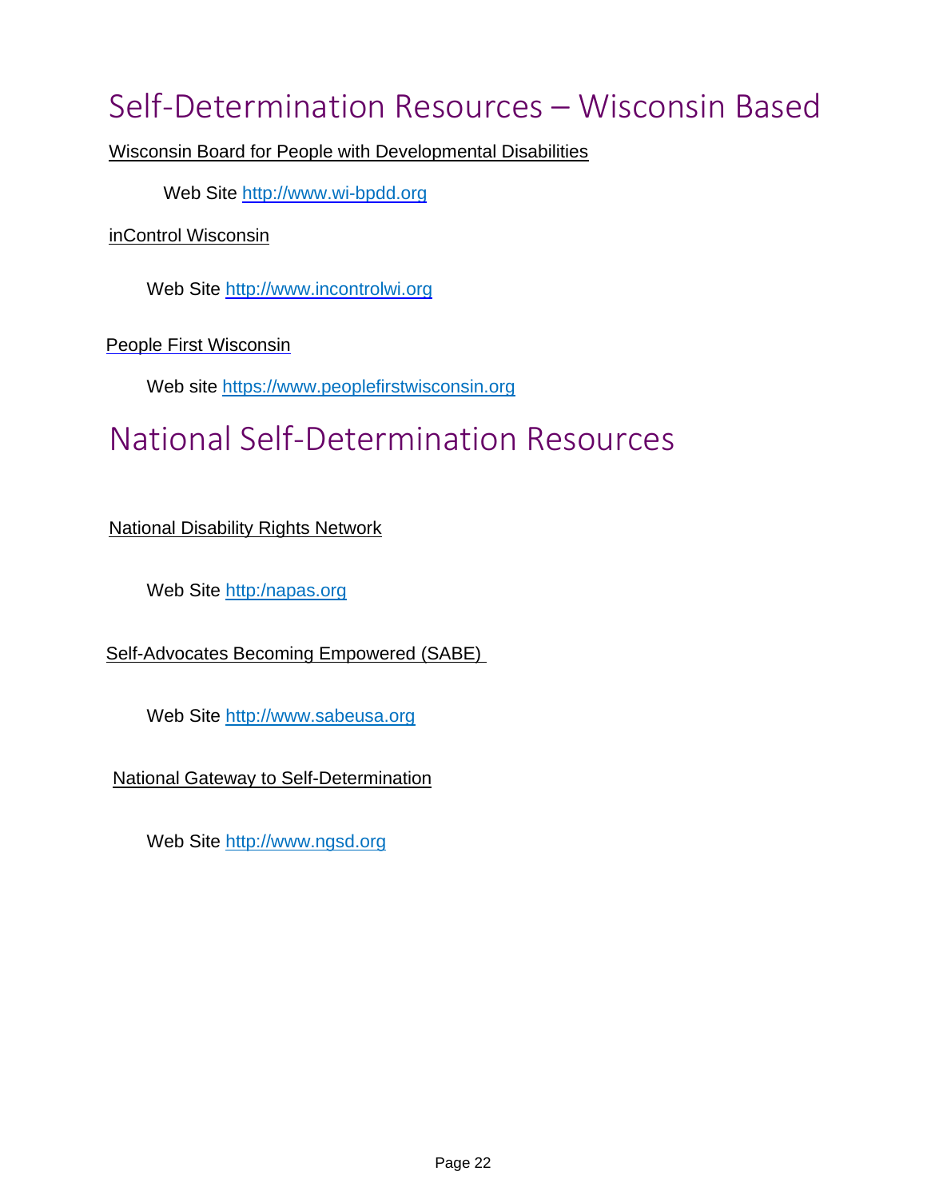# Self-Determination Resources – Wisconsin Based

Wisconsin Board for People with Developmental Disabilities

Web Site http://www.wi-bpdd.org

inControl Wisconsin

Web Site http://www.incontrolwi.org

People First Wisconsin

Web site https://www.peoplefirstwisconsin.org

# National Self-Determination Resources

National Disability Rights Network

Web Site http:/napas.org

Self-Advocates Becoming Empowered (SABE)

Web Site http://www.sabeusa.org

National Gateway to Self-Determination

Web Site http://www.ngsd.org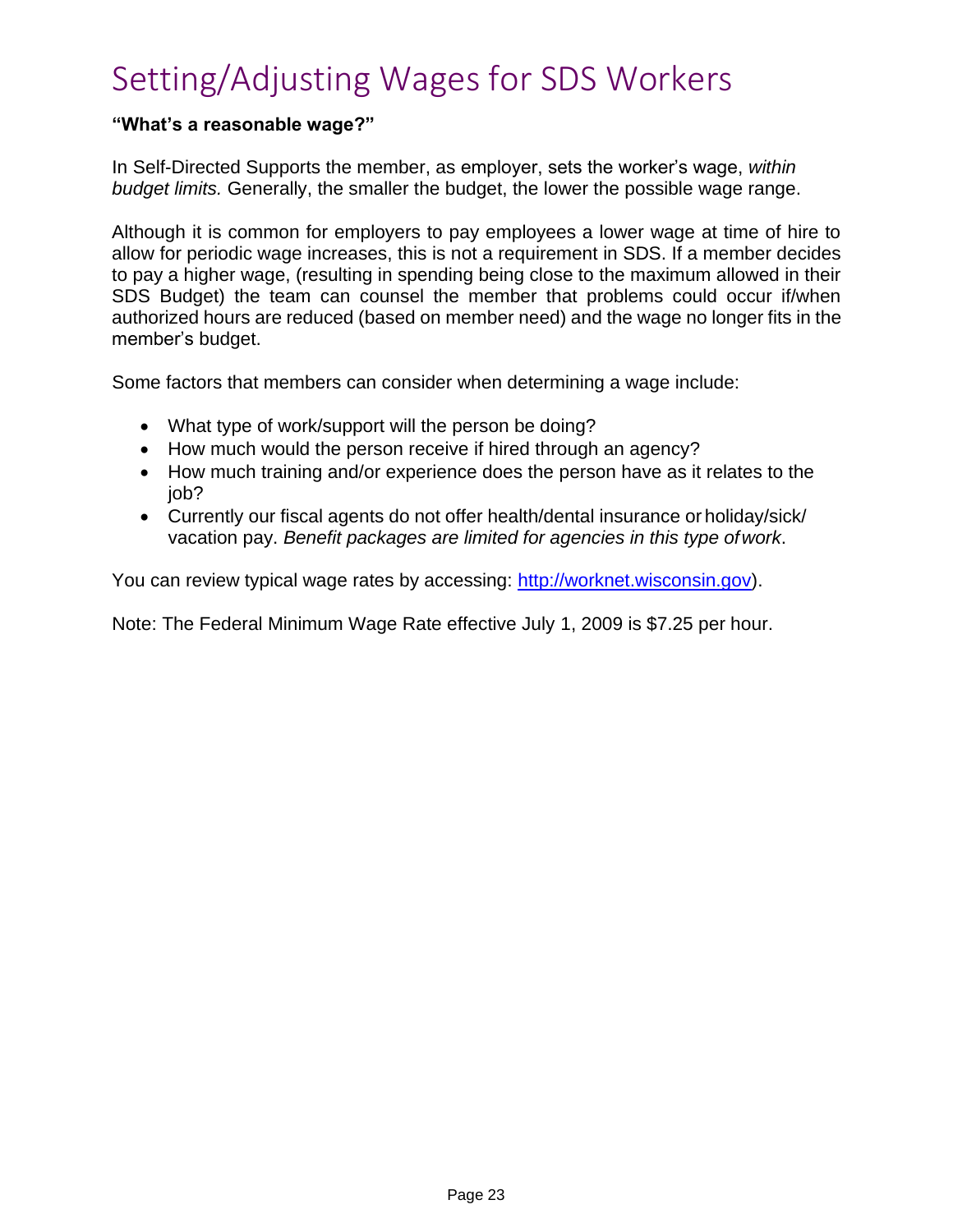# Setting/Adjusting Wages for SDS Workers

**"What's a reasonable wage?"**

In Self-Directed Supports the member, as employer, sets the worker's wage, *within budget limits.* Generally, the smaller the budget, the lower the possible wage range.

Although it is common for employers to pay employees a lower wage at time of hire to allow for periodic wage increases, this is not a requirement in SDS. If a member decides to pay a higher wage, (resulting in spending being close to the maximum allowed in their SDS Budget) the team can counsel the member that problems could occur if/when authorized hours are reduced (based on member need) and the wage no longer fits in the member's budget.

Some factors that members can consider when determining a wage include:

- What type of work/support will the person be doing?
- How much would the person receive if hired through an agency?
- How much training and/or experience does the person have as it relates to the job?
- Currently our fiscal agents do not offer health/dental insurance or holiday/sick/ vacation pay. *Benefit packages are limited for agencies in this type of work*.

You can review typical wage rates by accessing: [http://worknet.wisconsin.gov](http://worknet.wisconsin.gov)).

Note: The Federal Minimum Wage Rate effective July 1, 2009 is $7.25 per hour.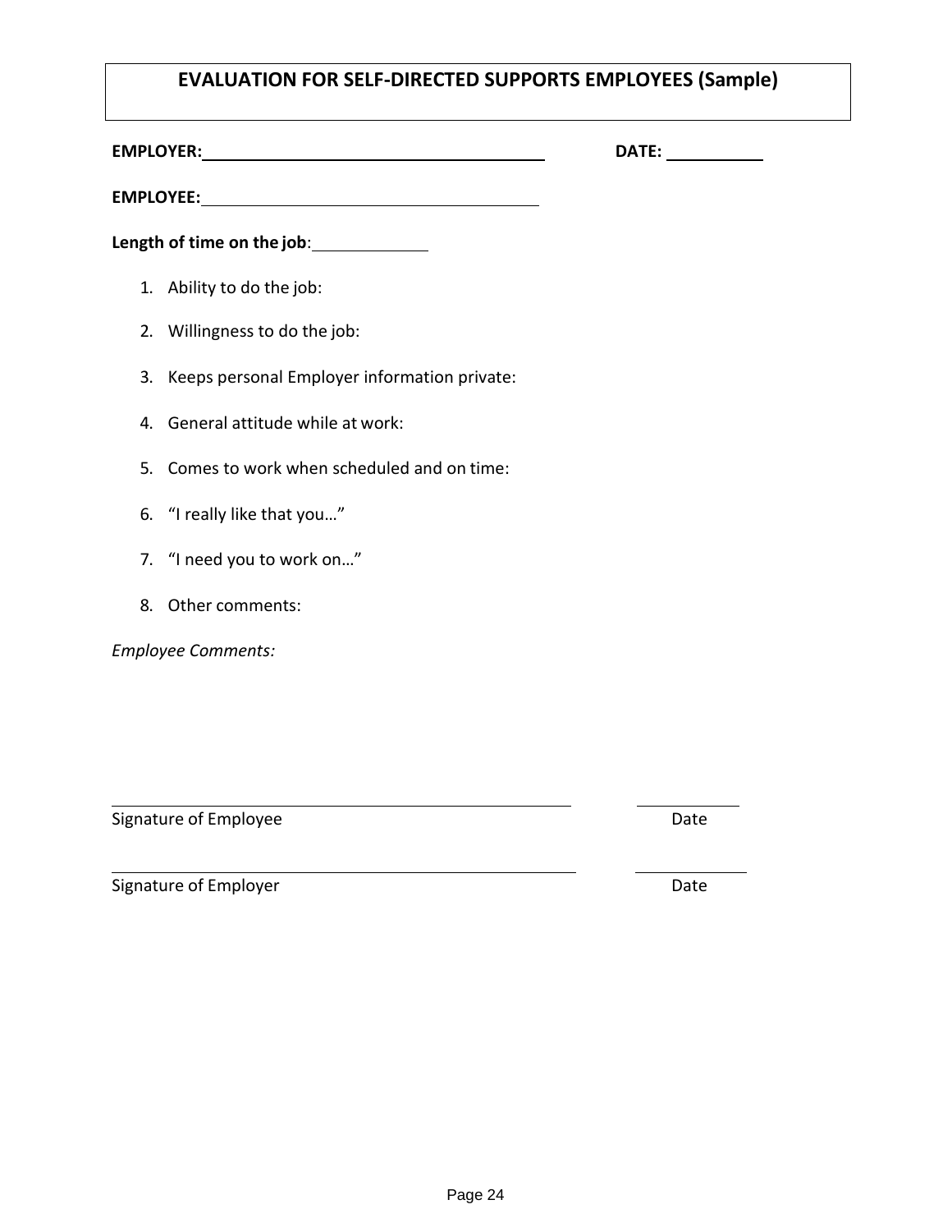# EVALUATION FOR SELF-DIRECTED SUPPORTS EMPLOYEES (Sample)

**EMPLOYER:** ______________________________ **DATE:** __________

**EMPLOYEE:** ______________________________

**Length of time on the job**: ____________

1. Ability to do the job:
2. Willingness to do the job:
3. Keeps personal Employer information private:
4. General attitude while at work:
5. Comes to work when scheduled and on time:
6. "I really like that you…"
7. "I need you to work on…"
8. Other comments:

*Employee Comments:*

______________________________________________ ____________
Signature of Employee Date

______________________________________________ ____________
Signature of Employer Date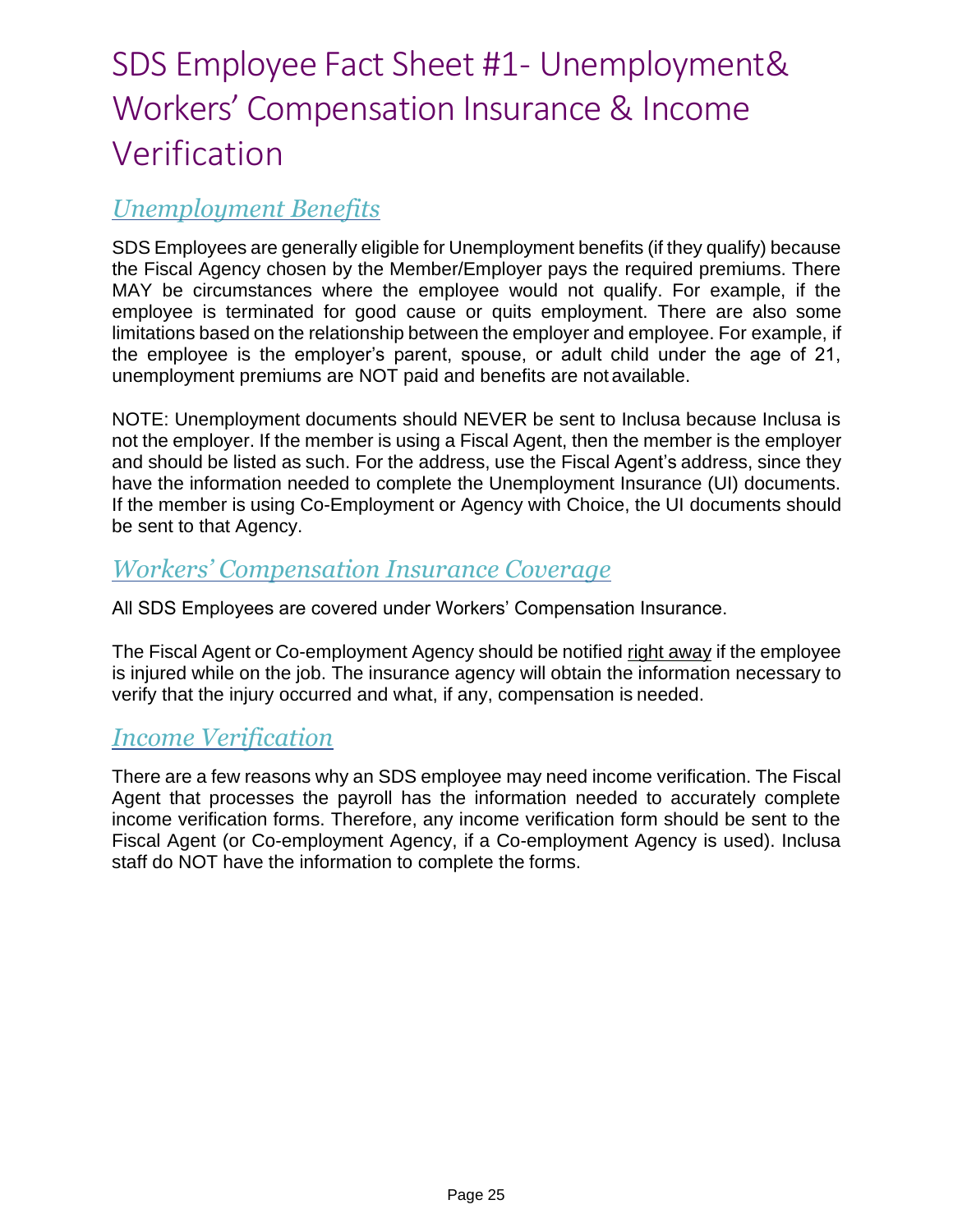# SDS Employee Fact Sheet #1- Unemployment& Workers' Compensation Insurance & Income Verification

## *Unemployment Benefits*

SDS Employees are generally eligible for Unemployment benefits (if they qualify) because the Fiscal Agency chosen by the Member/Employer pays the required premiums. There MAY be circumstances where the employee would not qualify. For example, if the employee is terminated for good cause or quits employment. There are also some limitations based on the relationship between the employer and employee. For example, if the employee is the employer's parent, spouse, or adult child under the age of 21, unemployment premiums are NOT paid and benefits are not available.

NOTE: Unemployment documents should NEVER be sent to Inclusa because Inclusa is not the employer. If the member is using a Fiscal Agent, then the member is the employer and should be listed as such. For the address, use the Fiscal Agent's address, since they have the information needed to complete the Unemployment Insurance (UI) documents. If the member is using Co-Employment or Agency with Choice, the UI documents should be sent to that Agency.

## *Workers' Compensation Insurance Coverage*

All SDS Employees are covered under Workers' Compensation Insurance.

The Fiscal Agent or Co-employment Agency should be notified right away if the employee is injured while on the job. The insurance agency will obtain the information necessary to verify that the injury occurred and what, if any, compensation is needed.

## *Income Verification*

There are a few reasons why an SDS employee may need income verification. The Fiscal Agent that processes the payroll has the information needed to accurately complete income verification forms. Therefore, any income verification form should be sent to the Fiscal Agent (or Co-employment Agency, if a Co-employment Agency is used). Inclusa staff do NOT have the information to complete the forms.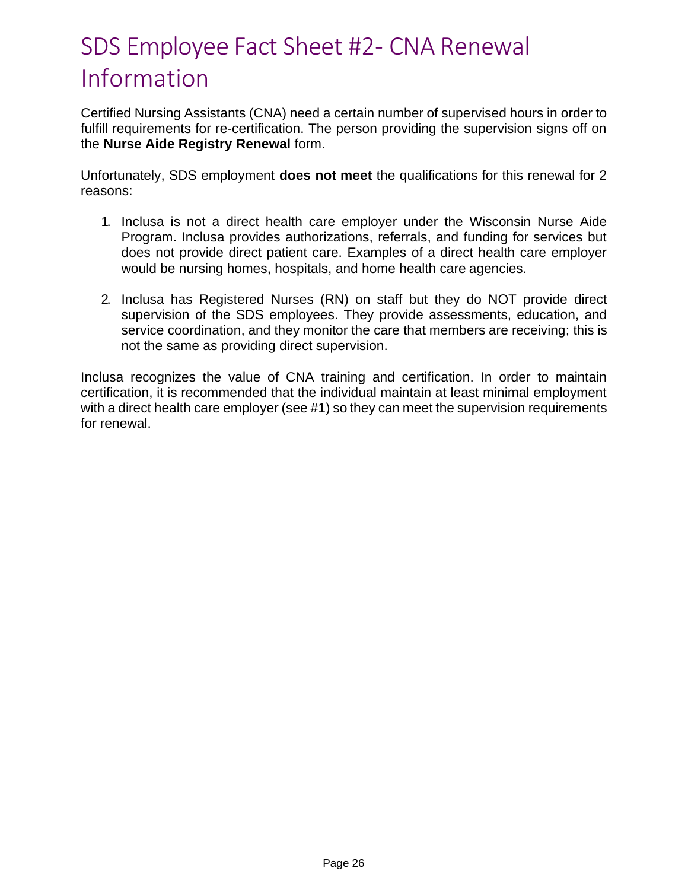# SDS Employee Fact Sheet #2- CNA Renewal Information

Certified Nursing Assistants (CNA) need a certain number of supervised hours in order to fulfill requirements for re-certification. The person providing the supervision signs off on the **Nurse Aide Registry Renewal** form.

Unfortunately, SDS employment **does not meet** the qualifications for this renewal for 2 reasons:

1. Inclusa is not a direct health care employer under the Wisconsin Nurse Aide Program. Inclusa provides authorizations, referrals, and funding for services but does not provide direct patient care. Examples of a direct health care employer would be nursing homes, hospitals, and home health care agencies.

2. Inclusa has Registered Nurses (RN) on staff but they do NOT provide direct supervision of the SDS employees. They provide assessments, education, and service coordination, and they monitor the care that members are receiving; this is not the same as providing direct supervision.

Inclusa recognizes the value of CNA training and certification. In order to maintain certification, it is recommended that the individual maintain at least minimal employment with a direct health care employer (see #1) so they can meet the supervision requirements for renewal.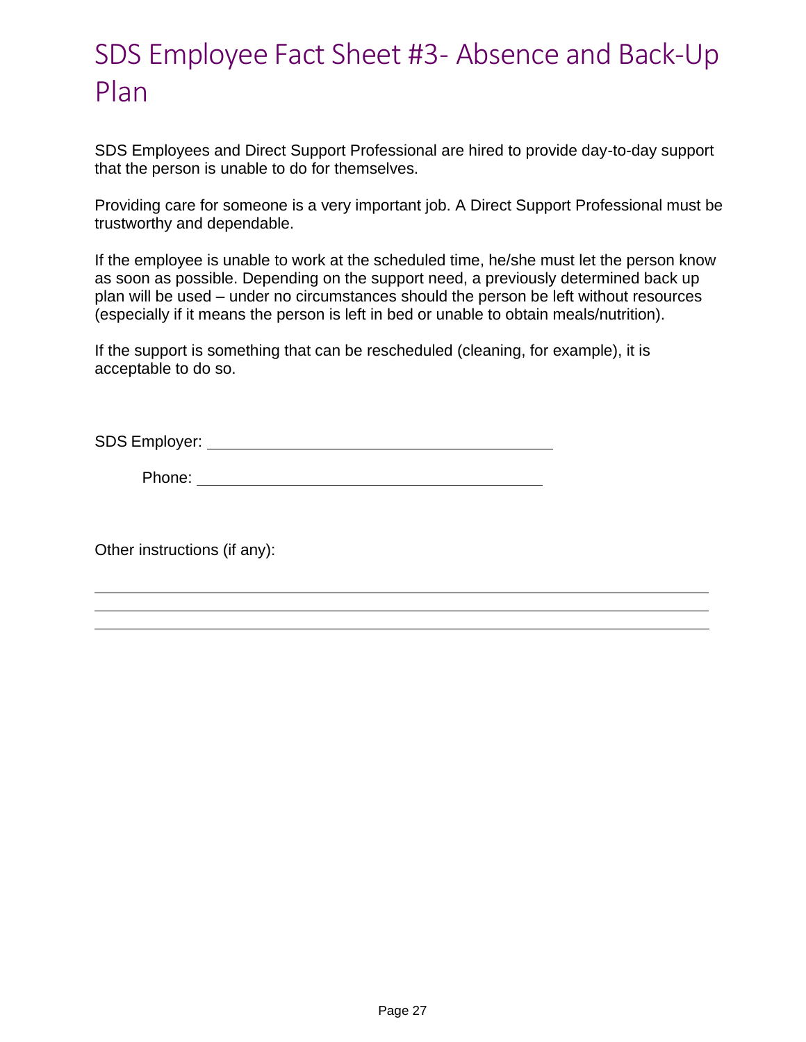# SDS Employee Fact Sheet #3- Absence and Back-Up Plan

SDS Employees and Direct Support Professional are hired to provide day-to-day support that the person is unable to do for themselves.

Providing care for someone is a very important job. A Direct Support Professional must be trustworthy and dependable.

If the employee is unable to work at the scheduled time, he/she must let the person know as soon as possible. Depending on the support need, a previously determined back up plan will be used – under no circumstances should the person be left without resources (especially if it means the person is left in bed or unable to obtain meals/nutrition).

If the support is something that can be rescheduled (cleaning, for example), it is acceptable to do so.

SDS Employer: ________________________________________

Phone: ________________________________________

Other instructions (if any):

________________________________________________________________________________
________________________________________________________________________________
________________________________________________________________________________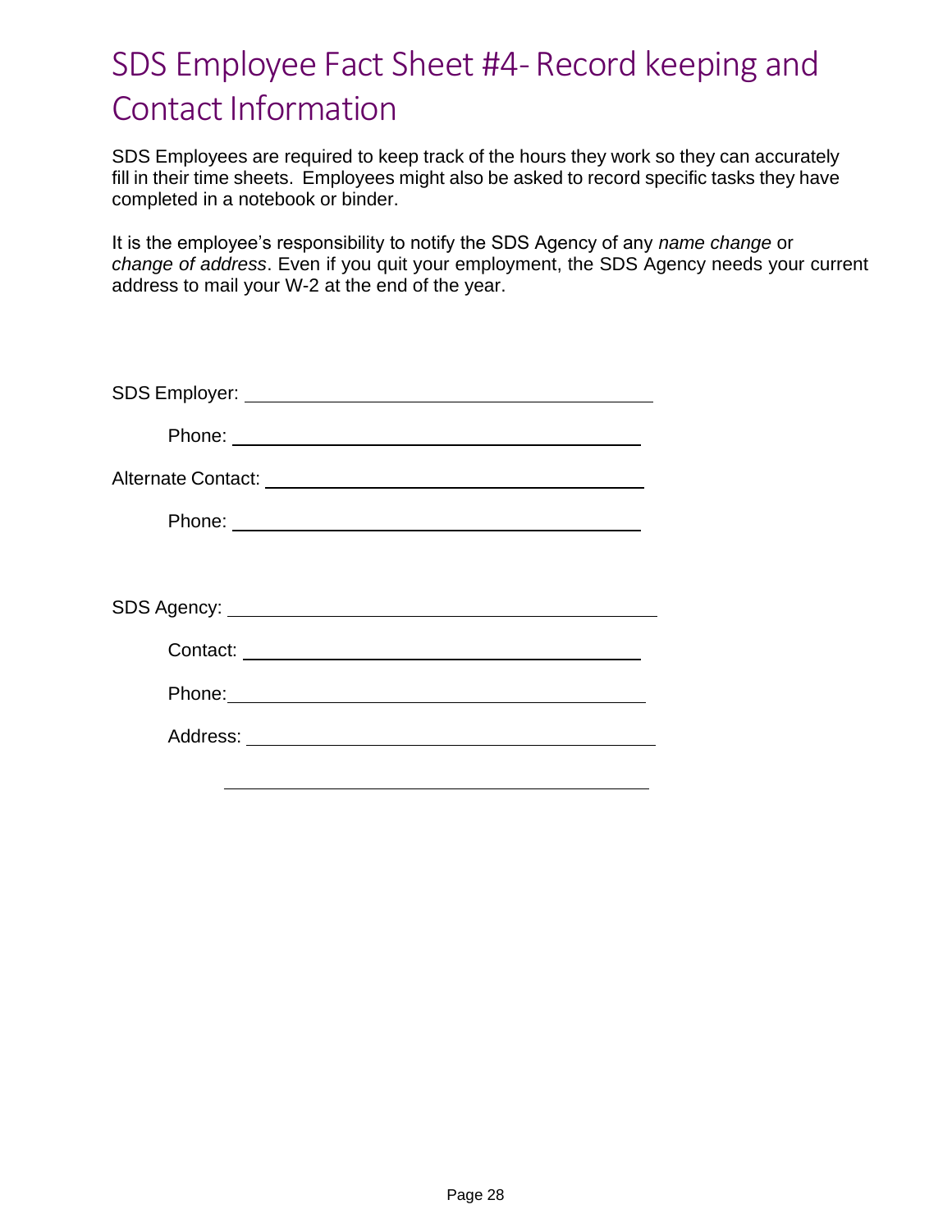# SDS Employee Fact Sheet #4- Record keeping and Contact Information

SDS Employees are required to keep track of the hours they work so they can accurately fill in their time sheets. Employees might also be asked to record specific tasks they have completed in a notebook or binder.

It is the employee's responsibility to notify the SDS Agency of any *name change* or *change of address*. Even if you quit your employment, the SDS Agency needs your current address to mail your W-2 at the end of the year.

SDS Employer: ______________________________________

Phone: ______________________________________

Alternate Contact: ______________________________________

Phone: ______________________________________

SDS Agency: ______________________________________

Contact: ______________________________________

Phone: ______________________________________

Address: ______________________________________

______________________________________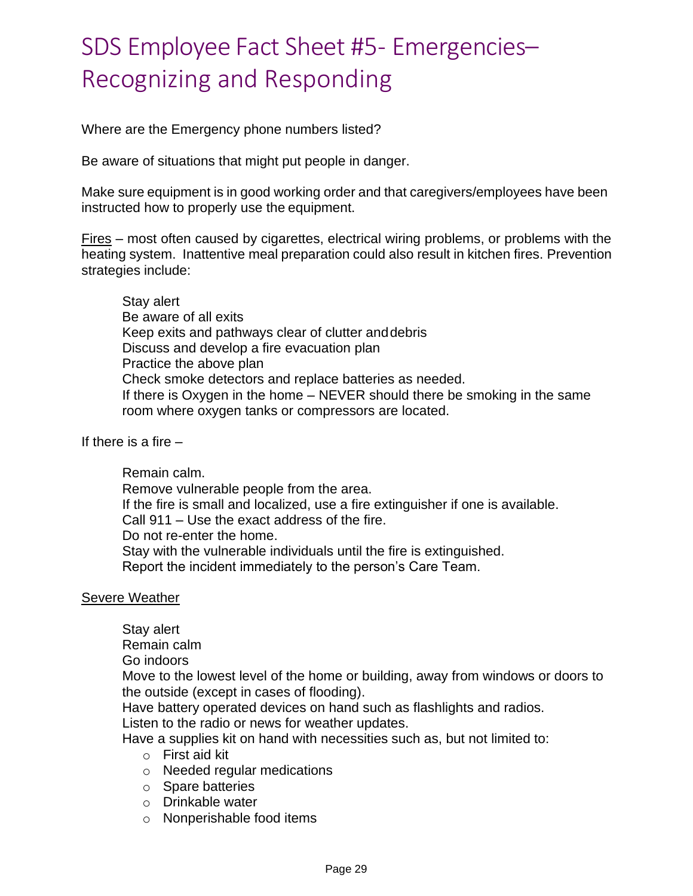# SDS Employee Fact Sheet #5- Emergencies– Recognizing and Responding

Where are the Emergency phone numbers listed?

Be aware of situations that might put people in danger.

Make sure equipment is in good working order and that caregivers/employees have been instructed how to properly use the equipment.

<u>Fires</u> – most often caused by cigarettes, electrical wiring problems, or problems with the heating system. Inattentive meal preparation could also result in kitchen fires. Prevention strategies include:

Stay alert
Be aware of all exits
Keep exits and pathways clear of clutter and debris
Discuss and develop a fire evacuation plan
Practice the above plan
Check smoke detectors and replace batteries as needed.
If there is Oxygen in the home – NEVER should there be smoking in the same room where oxygen tanks or compressors are located.

If there is a fire –

Remain calm.
Remove vulnerable people from the area.
If the fire is small and localized, use a fire extinguisher if one is available.
Call 911 – Use the exact address of the fire.
Do not re-enter the home.
Stay with the vulnerable individuals until the fire is extinguished.
Report the incident immediately to the person's Care Team.

<u>Severe Weather</u>

Stay alert
Remain calm
Go indoors
Move to the lowest level of the home or building, away from windows or doors to the outside (except in cases of flooding).
Have battery operated devices on hand such as flashlights and radios.
Listen to the radio or news for weather updates.
Have a supplies kit on hand with necessities such as, but not limited to:

- First aid kit
- Needed regular medications
- Spare batteries
- Drinkable water
- Nonperishable food items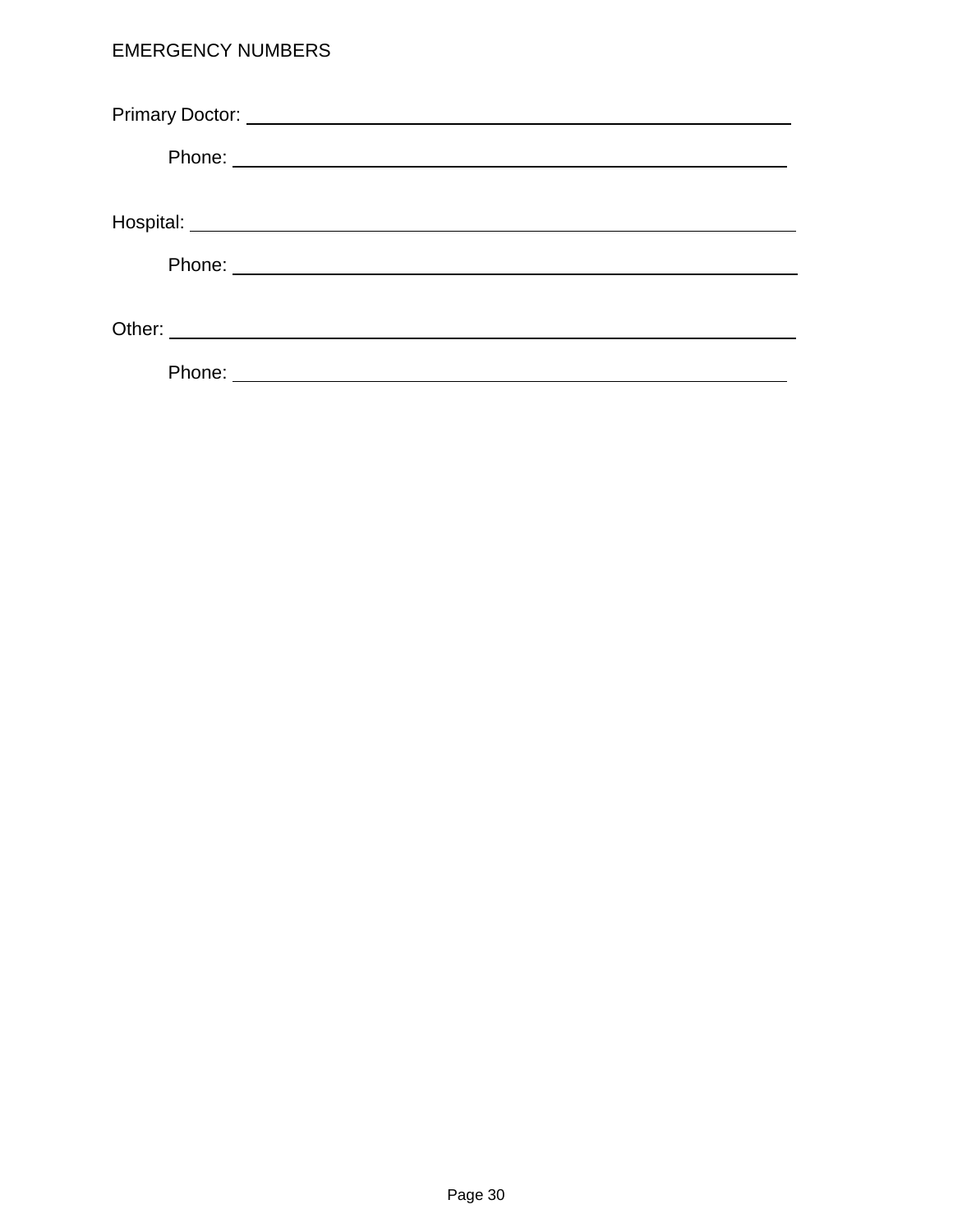# EMERGENCY NUMBERS

Primary Doctor: ____________________________________________

Phone: ____________________________________________

Hospital: ____________________________________________

Phone: ____________________________________________

Other: ____________________________________________

Phone: ____________________________________________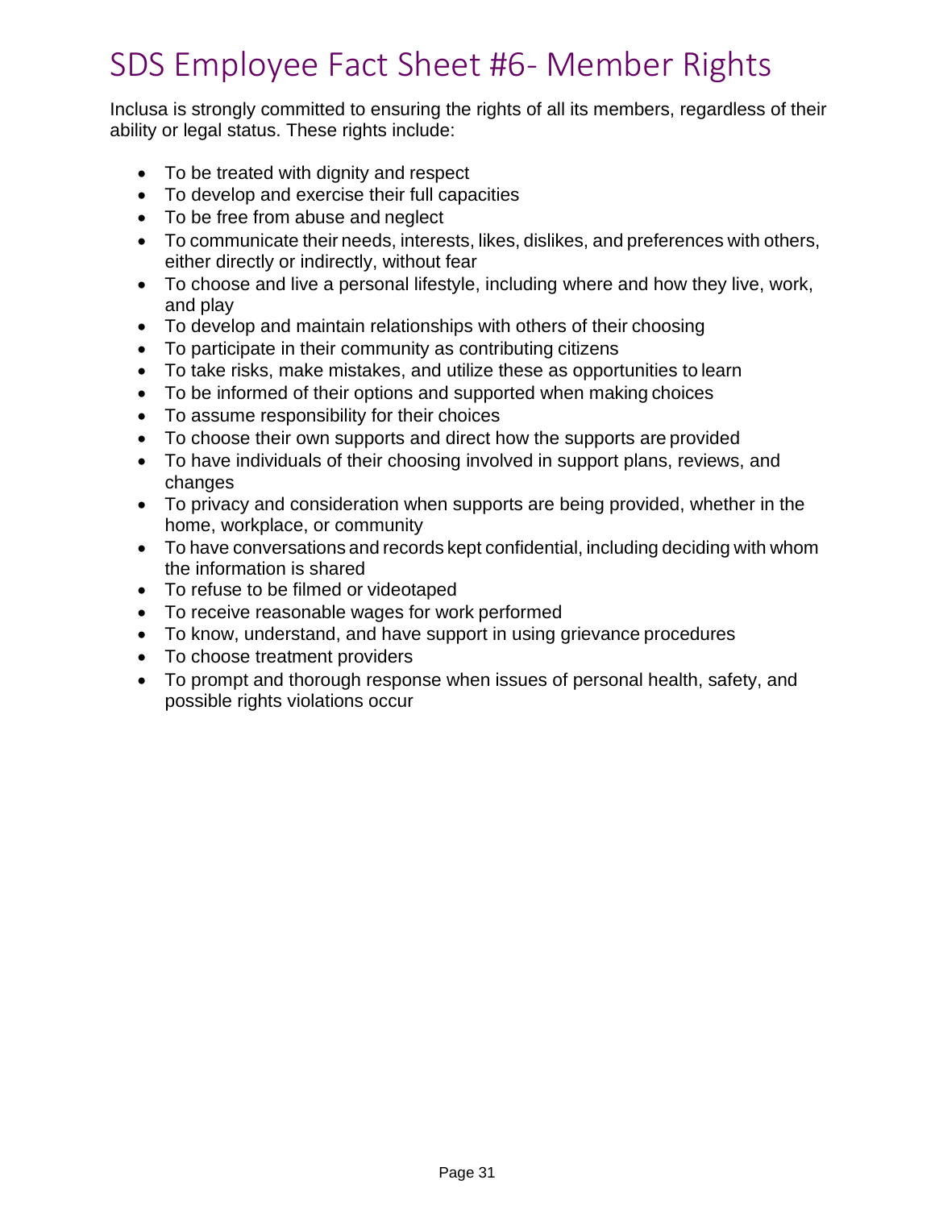# SDS Employee Fact Sheet #6- Member Rights

Inclusa is strongly committed to ensuring the rights of all its members, regardless of their ability or legal status. These rights include:

- To be treated with dignity and respect
- To develop and exercise their full capacities
- To be free from abuse and neglect
- To communicate their needs, interests, likes, dislikes, and preferences with others, either directly or indirectly, without fear
- To choose and live a personal lifestyle, including where and how they live, work, and play
- To develop and maintain relationships with others of their choosing
- To participate in their community as contributing citizens
- To take risks, make mistakes, and utilize these as opportunities to learn
- To be informed of their options and supported when making choices
- To assume responsibility for their choices
- To choose their own supports and direct how the supports are provided
- To have individuals of their choosing involved in support plans, reviews, and changes
- To privacy and consideration when supports are being provided, whether in the home, workplace, or community
- To have conversations and records kept confidential, including deciding with whom the information is shared
- To refuse to be filmed or videotaped
- To receive reasonable wages for work performed
- To know, understand, and have support in using grievance procedures
- To choose treatment providers
- To prompt and thorough response when issues of personal health, safety, and possible rights violations occur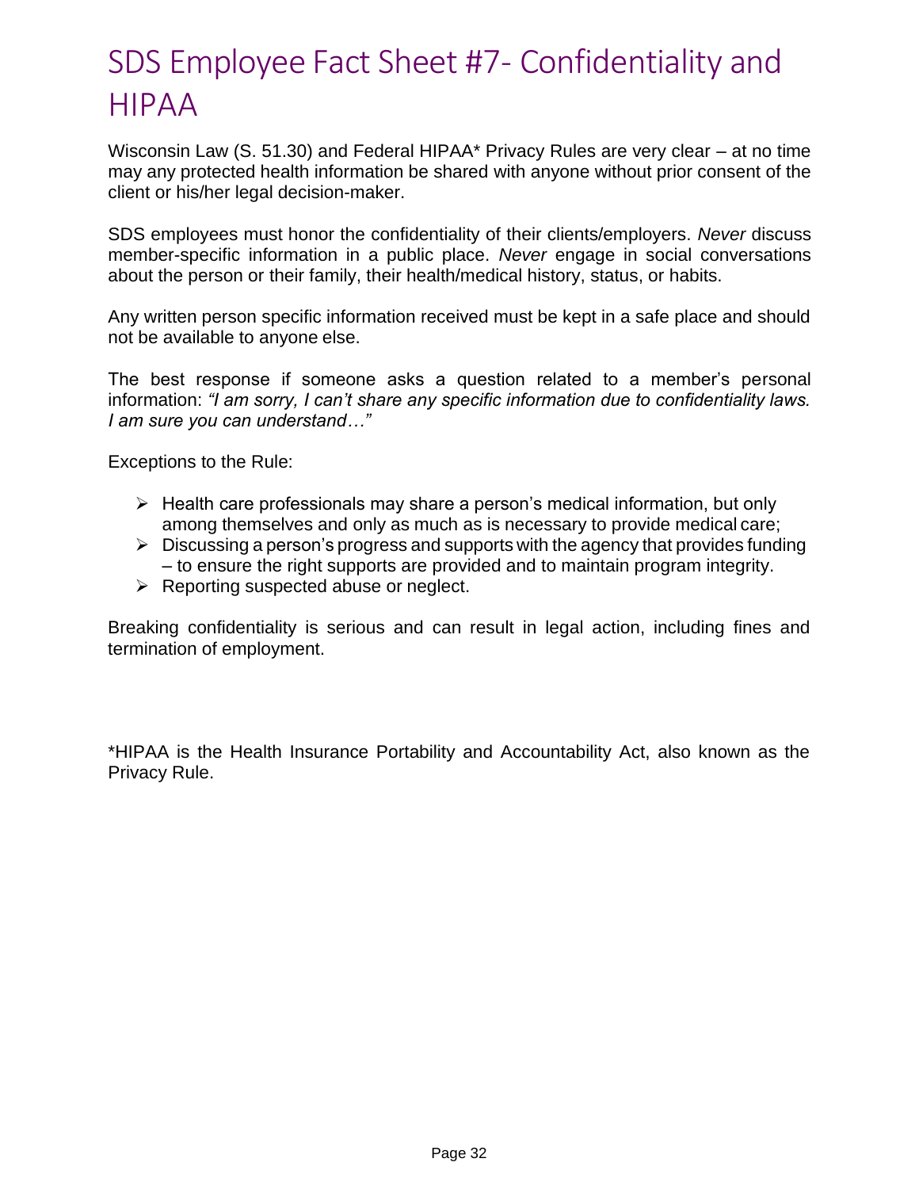# SDS Employee Fact Sheet #7- Confidentiality and HIPAA

Wisconsin Law (S. 51.30) and Federal HIPAA* Privacy Rules are very clear – at no time may any protected health information be shared with anyone without prior consent of the client or his/her legal decision-maker.

SDS employees must honor the confidentiality of their clients/employers. *Never* discuss member-specific information in a public place. *Never* engage in social conversations about the person or their family, their health/medical history, status, or habits.

Any written person specific information received must be kept in a safe place and should not be available to anyone else.

The best response if someone asks a question related to a member's personal information: *"I am sorry, I can't share any specific information due to confidentiality laws. I am sure you can understand…"*

Exceptions to the Rule:

- Health care professionals may share a person's medical information, but only among themselves and only as much as is necessary to provide medical care;
- Discussing a person's progress and supports with the agency that provides funding – to ensure the right supports are provided and to maintain program integrity.
- Reporting suspected abuse or neglect.

Breaking confidentiality is serious and can result in legal action, including fines and termination of employment.

*HIPAA is the Health Insurance Portability and Accountability Act, also known as the Privacy Rule.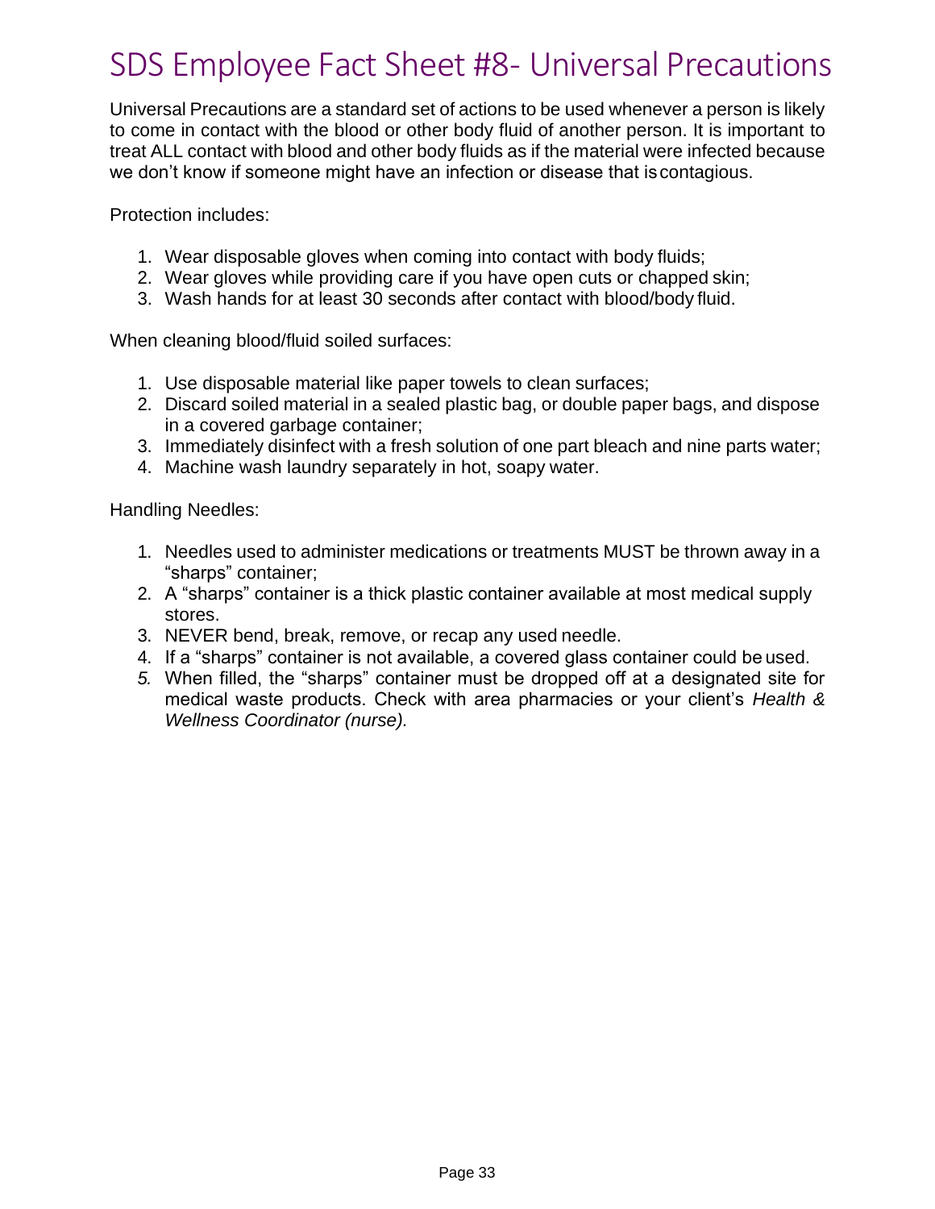# SDS Employee Fact Sheet #8- Universal Precautions

Universal Precautions are a standard set of actions to be used whenever a person is likely to come in contact with the blood or other body fluid of another person. It is important to treat ALL contact with blood and other body fluids as if the material were infected because we don't know if someone might have an infection or disease that is contagious.

Protection includes:

1. Wear disposable gloves when coming into contact with body fluids;
2. Wear gloves while providing care if you have open cuts or chapped skin;
3. Wash hands for at least 30 seconds after contact with blood/body fluid.

When cleaning blood/fluid soiled surfaces:

1. Use disposable material like paper towels to clean surfaces;
2. Discard soiled material in a sealed plastic bag, or double paper bags, and dispose in a covered garbage container;
3. Immediately disinfect with a fresh solution of one part bleach and nine parts water;
4. Machine wash laundry separately in hot, soapy water.

Handling Needles:

1. Needles used to administer medications or treatments MUST be thrown away in a "sharps" container;
2. A "sharps" container is a thick plastic container available at most medical supply stores.
3. NEVER bend, break, remove, or recap any used needle.
4. If a "sharps" container is not available, a covered glass container could be used.
5. When filled, the "sharps" container must be dropped off at a designated site for medical waste products. Check with area pharmacies or your client's *Health & Wellness Coordinator (nurse).*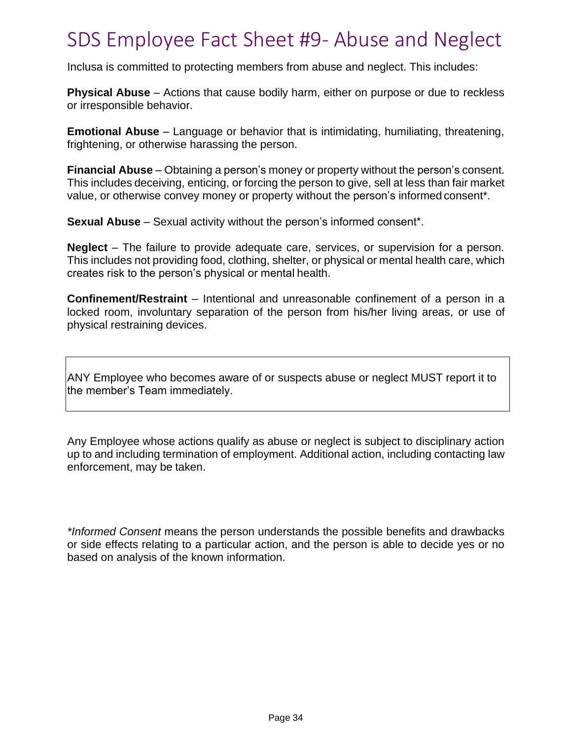# SDS Employee Fact Sheet #9- Abuse and Neglect

Inclusa is committed to protecting members from abuse and neglect. This includes:

**Physical Abuse** – Actions that cause bodily harm, either on purpose or due to reckless or irresponsible behavior.

**Emotional Abuse** – Language or behavior that is intimidating, humiliating, threatening, frightening, or otherwise harassing the person.

**Financial Abuse** – Obtaining a person's money or property without the person's consent. This includes deceiving, enticing, or forcing the person to give, sell at less than fair market value, or otherwise convey money or property without the person's informed consent*.

**Sexual Abuse** – Sexual activity without the person's informed consent*.

**Neglect** – The failure to provide adequate care, services, or supervision for a person. This includes not providing food, clothing, shelter, or physical or mental health care, which creates risk to the person's physical or mental health.

**Confinement/Restraint** – Intentional and unreasonable confinement of a person in a locked room, involuntary separation of the person from his/her living areas, or use of physical restraining devices.

ANY Employee who becomes aware of or suspects abuse or neglect MUST report it to the member's Team immediately.

Any Employee whose actions qualify as abuse or neglect is subject to disciplinary action up to and including termination of employment. Additional action, including contacting law enforcement, may be taken.

**Informed Consent* means the person understands the possible benefits and drawbacks or side effects relating to a particular action, and the person is able to decide yes or no based on analysis of the known information.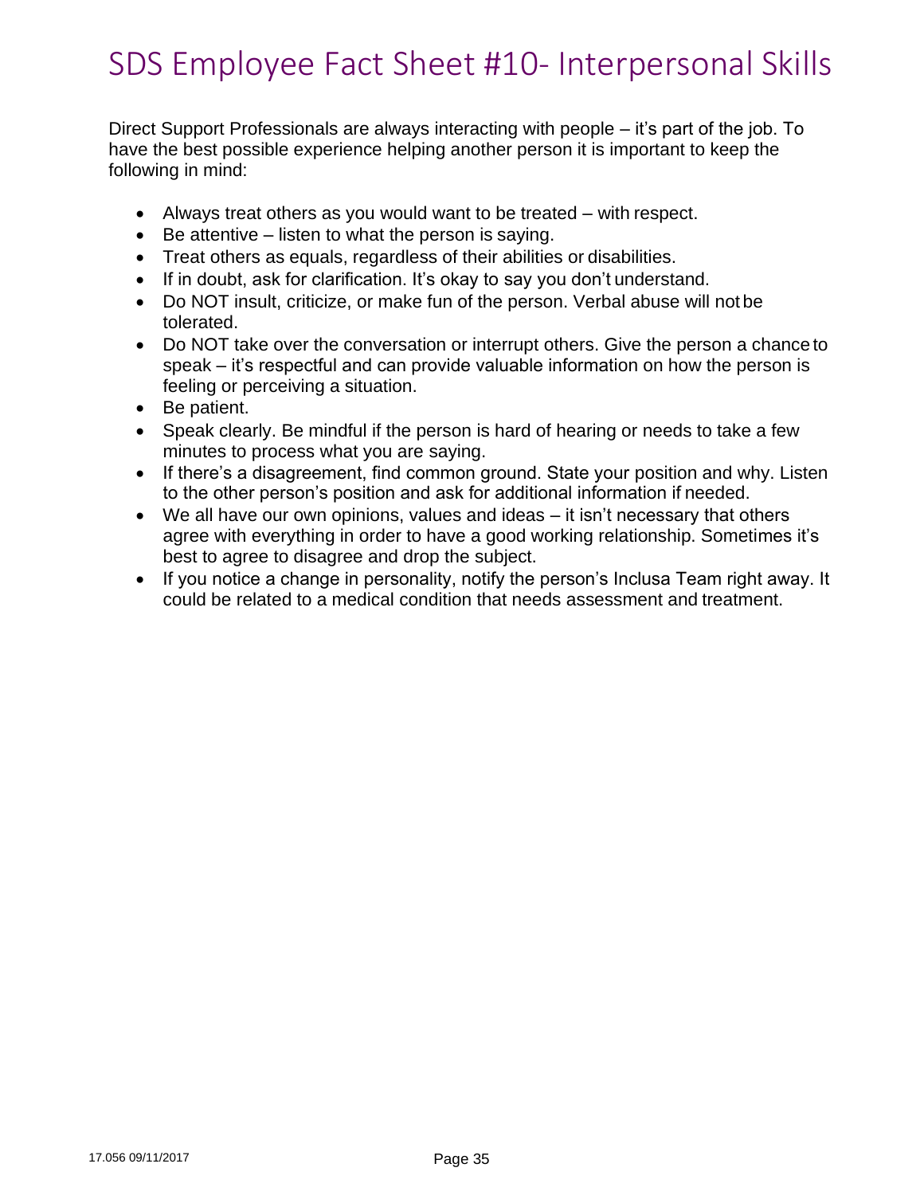# SDS Employee Fact Sheet #10- Interpersonal Skills

Direct Support Professionals are always interacting with people – it's part of the job. To have the best possible experience helping another person it is important to keep the following in mind:

- Always treat others as you would want to be treated – with respect.
- Be attentive – listen to what the person is saying.
- Treat others as equals, regardless of their abilities or disabilities.
- If in doubt, ask for clarification. It's okay to say you don't understand.
- Do NOT insult, criticize, or make fun of the person. Verbal abuse will not be tolerated.
- Do NOT take over the conversation or interrupt others. Give the person a chance to speak – it's respectful and can provide valuable information on how the person is feeling or perceiving a situation.
- Be patient.
- Speak clearly. Be mindful if the person is hard of hearing or needs to take a few minutes to process what you are saying.
- If there's a disagreement, find common ground. State your position and why. Listen to the other person's position and ask for additional information if needed.
- We all have our own opinions, values and ideas – it isn't necessary that others agree with everything in order to have a good working relationship. Sometimes it's best to agree to disagree and drop the subject.
- If you notice a change in personality, notify the person's Inclusa Team right away. It could be related to a medical condition that needs assessment and treatment.

17.056 09/11/2017